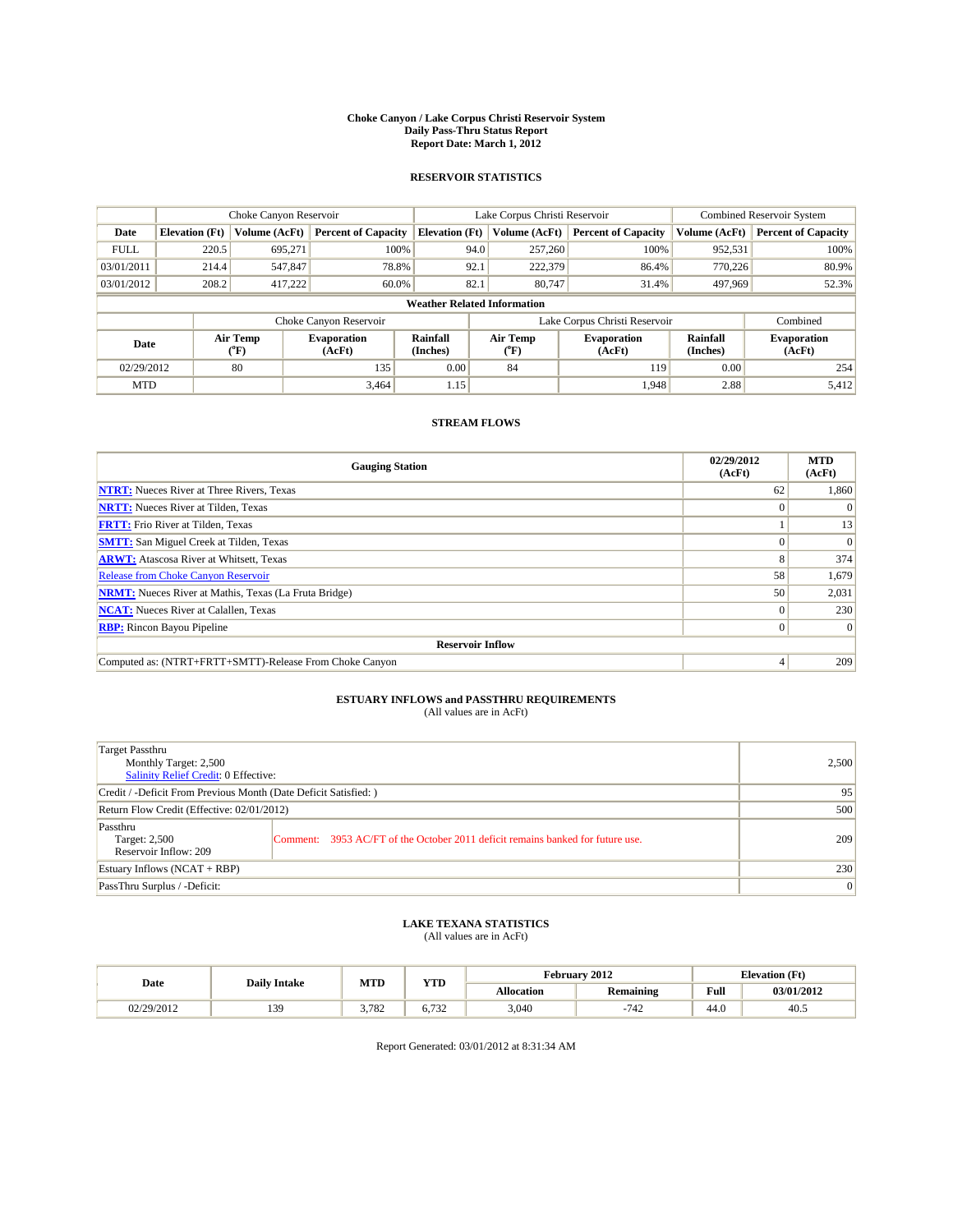# Choke Canyon / Lake Corpus Christi Reservoir System
## Daily Pass-Thru Status Report
### Report Date: March 1, 2012

## RESERVOIR STATISTICS

| | Choke Canyon Reservoir | | | Lake Corpus Christi Reservoir | | | Combined Reservoir System | |
|---|---|---|---|---|---|---|---|---|
| Date | Elevation (Ft) | Volume (AcFt) | Percent of Capacity | Elevation (Ft) | Volume (AcFt) | Percent of Capacity | Volume (AcFt) | Percent of Capacity |
| FULL | 220.5 | 695,271 | 100% | 94.0 | 257,260 | 100% | 952,531 | 100% |
| 03/01/2011 | 214.4 | 547,847 | 78.8% | 92.1 | 222,379 | 86.4% | 770,226 | 80.9% |
| 03/01/2012 | 208.2 | 417,222 | 60.0% | 82.1 | 80,747 | 31.4% | 497,969 | 52.3% |

**Weather Related Information**

| | Choke Canyon Reservoir | | | Lake Corpus Christi Reservoir | | | Combined |
|---|---|---|---|---|---|---|---|
| Date | Air Temp (°F) | Evaporation (AcFt) | Rainfall (Inches) | Air Temp (°F) | Evaporation (AcFt) | Rainfall (Inches) | Evaporation (AcFt) |
| 02/29/2012 | 80 | 135 | 0.00 | 84 | 119 | 0.00 | 254 |
| MTD | | 3,464 | 1.15 | | 1,948 | 2.88 | 5,412 |

## STREAM FLOWS

| Gauging Station | 02/29/2012 (AcFt) | MTD (AcFt) |
|---|---|---|
| **NTRT:** Nueces River at Three Rivers, Texas | 62 | 1,860 |
| **NRTT:** Nueces River at Tilden, Texas | 0 | 0 |
| **FRTT:** Frio River at Tilden, Texas | 1 | 13 |
| **SMTT:** San Miguel Creek at Tilden, Texas | 0 | 0 |
| **ARWT:** Atascosa River at Whitsett, Texas | 8 | 374 |
| Release from Choke Canyon Reservoir | 58 | 1,679 |
| **NRMT:** Nueces River at Mathis, Texas (La Fruta Bridge) | 50 | 2,031 |
| **NCAT:** Nueces River at Calallen, Texas | 0 | 230 |
| **RBP:** Rincon Bayou Pipeline | 0 | 0 |
| **Reservoir Inflow** | | |
| Computed as: (NTRT+FRTT+SMTT)-Release From Choke Canyon | 4 | 209 |

## ESTUARY INFLOWS and PASSTHRU REQUIREMENTS
(All values are in AcFt)

| | | |
|---|---|---|
| Target Passthru<br>Monthly Target: 2,500<br>Salinity Relief Credit: 0 Effective: | | 2,500 |
| Credit / -Deficit From Previous Month (Date Deficit Satisfied: ) | | 95 |
| Return Flow Credit (Effective: 02/01/2012) | | 500 |
| Passthru<br>Target: 2,500<br>Reservoir Inflow: 209 | Comment: 3953 AC/FT of the October 2011 deficit remains banked for future use. | 209 |
| Estuary Inflows (NCAT + RBP) | | 230 |
| PassThru Surplus / -Deficit: | | 0 |

## LAKE TEXANA STATISTICS
(All values are in AcFt)

| Date | Daily Intake | MTD | YTD | February 2012 | | Elevation (Ft) | |
|---|---|---|---|---|---|---|---|
| | | | | Allocation | Remaining | Full | 03/01/2012 |
| 02/29/2012 | 139 | 3,782 | 6,732 | 3,040 | -742 | 44.0 | 40.5 |

Report Generated: 03/01/2012 at 8:31:34 AM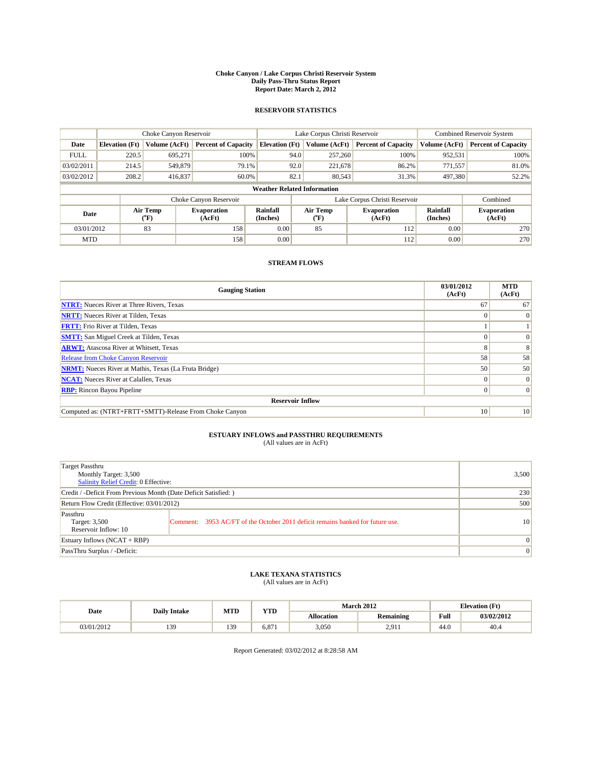# Choke Canyon / Lake Corpus Christi Reservoir System
## Daily Pass-Thru Status Report
## Report Date: March 2, 2012

### RESERVOIR STATISTICS

| | Choke Canyon Reservoir | | | Lake Corpus Christi Reservoir | | | Combined Reservoir System | |
|---|---|---|---|---|---|---|---|---|
| Date | Elevation (Ft) | Volume (AcFt) | Percent of Capacity | Elevation (Ft) | Volume (AcFt) | Percent of Capacity | Volume (AcFt) | Percent of Capacity |
| FULL | 220.5 | 695,271 | 100% | 94.0 | 257,260 | 100% | 952,531 | 100% |
| 03/02/2011 | 214.5 | 549,879 | 79.1% | 92.0 | 221,678 | 86.2% | 771,557 | 81.0% |
| 03/02/2012 | 208.2 | 416,837 | 60.0% | 82.1 | 80,543 | 31.3% | 497,380 | 52.2% |

**Weather Related Information**

| | Choke Canyon Reservoir | | | Lake Corpus Christi Reservoir | | | Combined |
|---|---|---|---|---|---|---|---|
| Date | Air Temp (°F) | Evaporation (AcFt) | Rainfall (Inches) | Air Temp (°F) | Evaporation (AcFt) | Rainfall (Inches) | Evaporation (AcFt) |
| 03/01/2012 | 83 | 158 | 0.00 | 85 | 112 | 0.00 | 270 |
| MTD | | 158 | 0.00 | | 112 | 0.00 | 270 |

### STREAM FLOWS

| Gauging Station | 03/01/2012 (AcFt) | MTD (AcFt) |
|---|---|---|
| **NTRT:** Nueces River at Three Rivers, Texas | 67 | 67 |
| **NRTT:** Nueces River at Tilden, Texas | 0 | 0 |
| **FRTT:** Frio River at Tilden, Texas | 1 | 1 |
| **SMTT:** San Miguel Creek at Tilden, Texas | 0 | 0 |
| **ARWT:** Atascosa River at Whitsett, Texas | 8 | 8 |
| Release from Choke Canyon Reservoir | 58 | 58 |
| **NRMT:** Nueces River at Mathis, Texas (La Fruta Bridge) | 50 | 50 |
| **NCAT:** Nueces River at Calallen, Texas | 0 | 0 |
| **RBP:** Rincon Bayou Pipeline | 0 | 0 |
| **Reservoir Inflow** | | |
| Computed as: (NTRT+FRTT+SMTT)-Release From Choke Canyon | 10 | 10 |

### ESTUARY INFLOWS and PASSTHRU REQUIREMENTS
(All values are in AcFt)

| | | |
|---|---|---|
| Target Passthru<br>Monthly Target: 3,500<br>Salinity Relief Credit: 0 Effective: | | 3,500 |
| Credit / -Deficit From Previous Month (Date Deficit Satisfied: ) | | 230 |
| Return Flow Credit (Effective: 03/01/2012) | | 500 |
| Passthru<br>Target: 3,500<br>Reservoir Inflow: 10 | Comment: 3953 AC/FT of the October 2011 deficit remains banked for future use. | 10 |
| Estuary Inflows (NCAT + RBP) | | 0 |
| PassThru Surplus / -Deficit: | | 0 |

### LAKE TEXANA STATISTICS
(All values are in AcFt)

| Date | Daily Intake | MTD | YTD | March 2012 | | Elevation (Ft) | |
|---|---|---|---|---|---|---|---|
| | | | | Allocation | Remaining | Full | 03/02/2012 |
| 03/01/2012 | 139 | 139 | 6,871 | 3,050 | 2,911 | 44.0 | 40.4 |

Report Generated: 03/02/2012 at 8:28:58 AM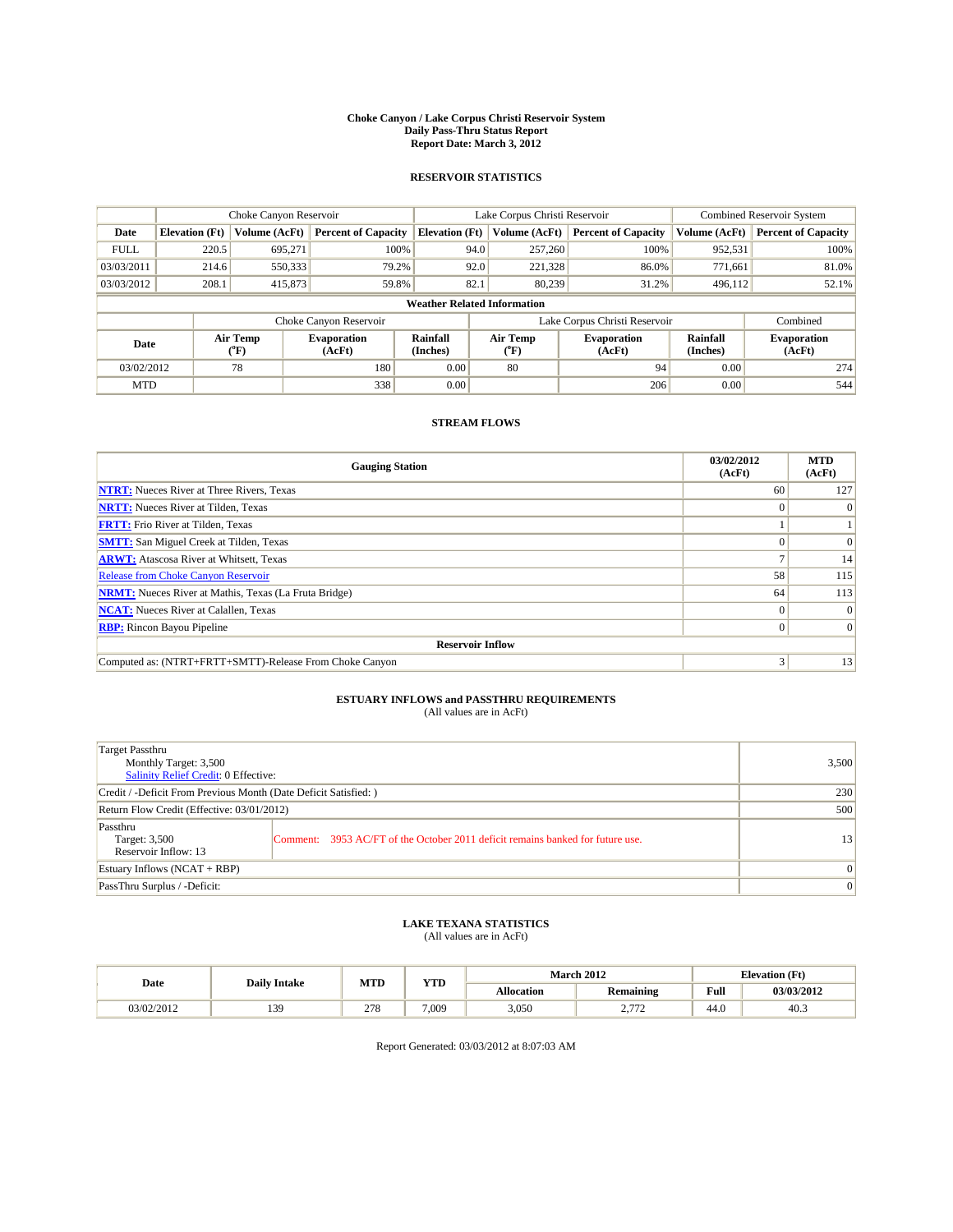# Choke Canyon / Lake Corpus Christi Reservoir System
## Daily Pass-Thru Status Report
## Report Date: March 3, 2012

### RESERVOIR STATISTICS

| | Choke Canyon Reservoir | | | Lake Corpus Christi Reservoir | | | Combined Reservoir System | |
|---|---|---|---|---|---|---|---|---|
| Date | Elevation (Ft) | Volume (AcFt) | Percent of Capacity | Elevation (Ft) | Volume (AcFt) | Percent of Capacity | Volume (AcFt) | Percent of Capacity |
| FULL | 220.5 | 695,271 | 100% | 94.0 | 257,260 | 100% | 952,531 | 100% |
| 03/03/2011 | 214.6 | 550,333 | 79.2% | 92.0 | 221,328 | 86.0% | 771,661 | 81.0% |
| 03/03/2012 | 208.1 | 415,873 | 59.8% | 82.1 | 80,239 | 31.2% | 496,112 | 52.1% |

**Weather Related Information**

| | Choke Canyon Reservoir | | | Lake Corpus Christi Reservoir | | | Combined |
|---|---|---|---|---|---|---|---|
| Date | Air Temp (°F) | Evaporation (AcFt) | Rainfall (Inches) | Air Temp (°F) | Evaporation (AcFt) | Rainfall (Inches) | Evaporation (AcFt) |
| 03/02/2012 | 78 | 180 | 0.00 | 80 | 94 | 0.00 | 274 |
| MTD | | 338 | 0.00 | | 206 | 0.00 | 544 |

### STREAM FLOWS

| Gauging Station | 03/02/2012 (AcFt) | MTD (AcFt) |
|---|---|---|
| NTRT: Nueces River at Three Rivers, Texas | 60 | 127 |
| NRTT: Nueces River at Tilden, Texas | 0 | 0 |
| FRTT: Frio River at Tilden, Texas | 1 | 1 |
| SMTT: San Miguel Creek at Tilden, Texas | 0 | 0 |
| ARWT: Atascosa River at Whitsett, Texas | 7 | 14 |
| Release from Choke Canyon Reservoir | 58 | 115 |
| NRMT: Nueces River at Mathis, Texas (La Fruta Bridge) | 64 | 113 |
| NCAT: Nueces River at Calallen, Texas | 0 | 0 |
| RBP: Rincon Bayou Pipeline | 0 | 0 |
| **Reservoir Inflow** | | |
| Computed as: (NTRT+FRTT+SMTT)-Release From Choke Canyon | 3 | 13 |

### ESTUARY INFLOWS and PASSTHRU REQUIREMENTS
(All values are in AcFt)

| | | |
|---|---|---|
| Target Passthru<br>Monthly Target: 3,500<br>Salinity Relief Credit: 0 Effective: | | 3,500 |
| Credit / -Deficit From Previous Month (Date Deficit Satisfied: ) | | 230 |
| Return Flow Credit (Effective: 03/01/2012) | | 500 |
| Passthru<br>Target: 3,500<br>Reservoir Inflow: 13 | Comment: 3953 AC/FT of the October 2011 deficit remains banked for future use. | 13 |
| Estuary Inflows (NCAT + RBP) | | 0 |
| PassThru Surplus / -Deficit: | | 0 |

### LAKE TEXANA STATISTICS
(All values are in AcFt)

| Date | Daily Intake | MTD | YTD | March 2012 | | Elevation (Ft) | |
|---|---|---|---|---|---|---|---|
| | | | | Allocation | Remaining | Full | 03/03/2012 |
| 03/02/2012 | 139 | 278 | 7,009 | 3,050 | 2,772 | 44.0 | 40.3 |

Report Generated: 03/03/2012 at 8:07:03 AM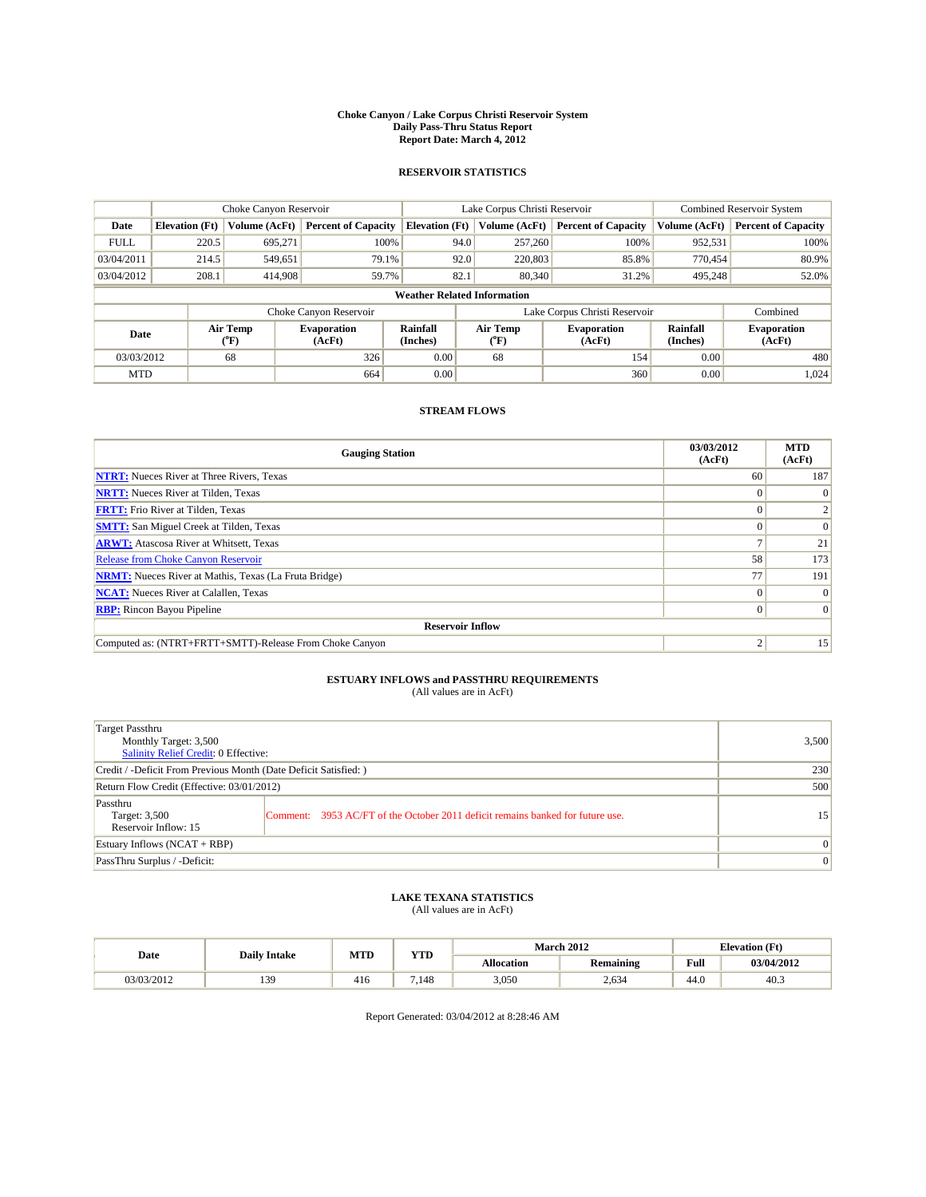# Choke Canyon / Lake Corpus Christi Reservoir System
## Daily Pass-Thru Status Report
## Report Date: March 4, 2012

### RESERVOIR STATISTICS

| | Choke Canyon Reservoir | | | Lake Corpus Christi Reservoir | | | Combined Reservoir System | |
|---|---|---|---|---|---|---|---|---|
| Date | Elevation (Ft) | Volume (AcFt) | Percent of Capacity | Elevation (Ft) | Volume (AcFt) | Percent of Capacity | Volume (AcFt) | Percent of Capacity |
| FULL | 220.5 | 695,271 | 100% | 94.0 | 257,260 | 100% | 952,531 | 100% |
| 03/04/2011 | 214.5 | 549,651 | 79.1% | 92.0 | 220,803 | 85.8% | 770,454 | 80.9% |
| 03/04/2012 | 208.1 | 414,908 | 59.7% | 82.1 | 80,340 | 31.2% | 495,248 | 52.0% |

**Weather Related Information**

| | Choke Canyon Reservoir | | | Lake Corpus Christi Reservoir | | | Combined |
|---|---|---|---|---|---|---|---|
| Date | Air Temp (°F) | Evaporation (AcFt) | Rainfall (Inches) | Air Temp (°F) | Evaporation (AcFt) | Rainfall (Inches) | Evaporation (AcFt) |
| 03/03/2012 | 68 | 326 | 0.00 | 68 | 154 | 0.00 | 480 |
| MTD | | 664 | 0.00 | | 360 | 0.00 | 1,024 |

### STREAM FLOWS

| Gauging Station | 03/03/2012 (AcFt) | MTD (AcFt) |
|---|---|---|
| NTRT: Nueces River at Three Rivers, Texas | 60 | 187 |
| NRTT: Nueces River at Tilden, Texas | 0 | 0 |
| FRTT: Frio River at Tilden, Texas | 0 | 2 |
| SMTT: San Miguel Creek at Tilden, Texas | 0 | 0 |
| ARWT: Atascosa River at Whitsett, Texas | 7 | 21 |
| Release from Choke Canyon Reservoir | 58 | 173 |
| NRMT: Nueces River at Mathis, Texas (La Fruta Bridge) | 77 | 191 |
| NCAT: Nueces River at Calallen, Texas | 0 | 0 |
| RBP: Rincon Bayou Pipeline | 0 | 0 |
| **Reservoir Inflow** | | |
| Computed as: (NTRT+FRTT+SMTT)-Release From Choke Canyon | 2 | 15 |

### ESTUARY INFLOWS and PASSTHRU REQUIREMENTS
(All values are in AcFt)

| | | |
|---|---|---|
| Target Passthru<br>Monthly Target: 3,500<br>Salinity Relief Credit: 0 Effective: | | 3,500 |
| Credit / -Deficit From Previous Month (Date Deficit Satisfied: ) | | 230 |
| Return Flow Credit (Effective: 03/01/2012) | | 500 |
| Passthru<br>Target: 3,500<br>Reservoir Inflow: 15 | Comment: 3953 AC/FT of the October 2011 deficit remains banked for future use. | 15 |
| Estuary Inflows (NCAT + RBP) | | 0 |
| PassThru Surplus / -Deficit: | | 0 |

### LAKE TEXANA STATISTICS
(All values are in AcFt)

| Date | Daily Intake | MTD | YTD | March 2012 | | Elevation (Ft) | |
|---|---|---|---|---|---|---|---|
| | | | | Allocation | Remaining | Full | 03/04/2012 |
| 03/03/2012 | 139 | 416 | 7,148 | 3,050 | 2,634 | 44.0 | 40.3 |

Report Generated: 03/04/2012 at 8:28:46 AM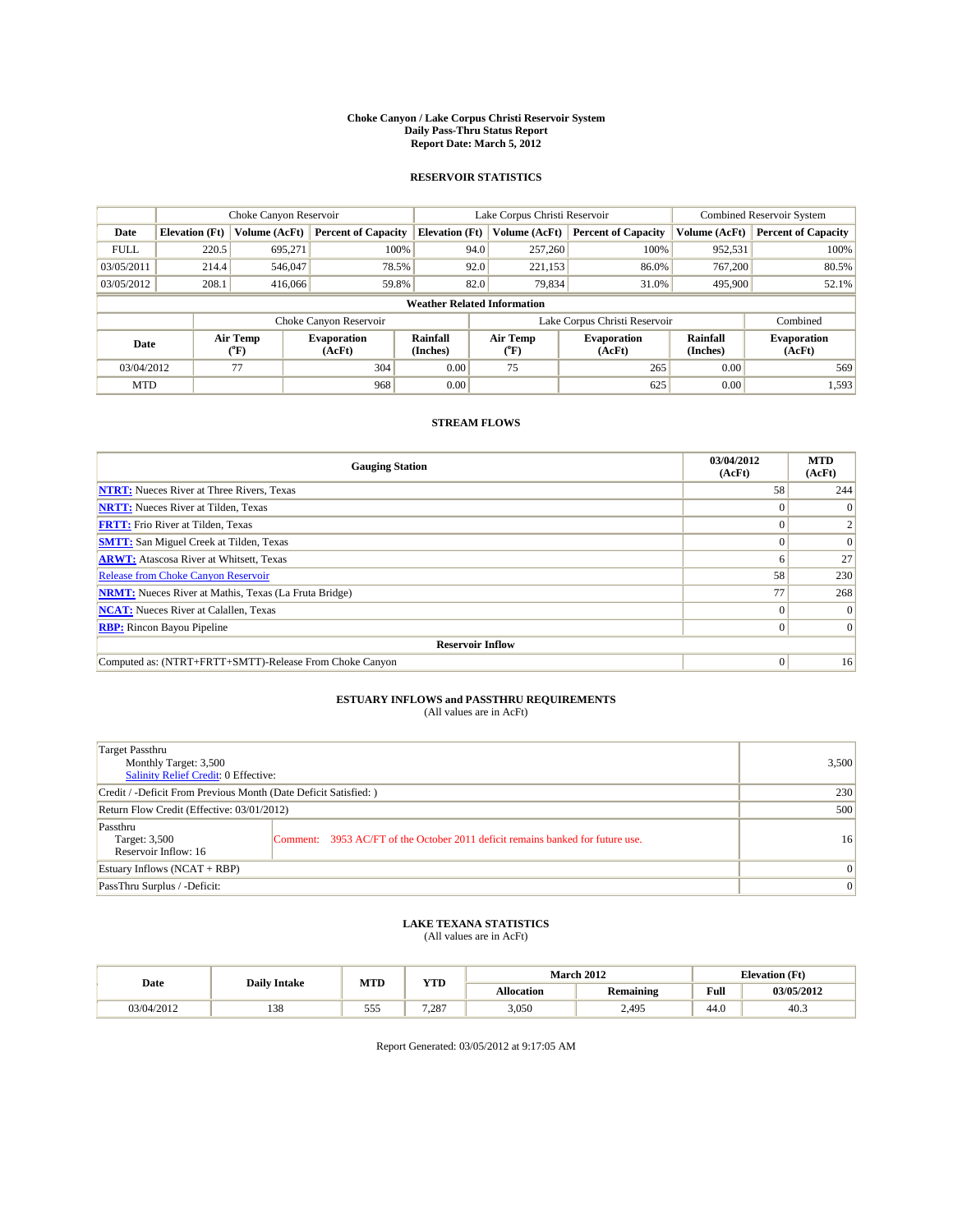# Choke Canyon / Lake Corpus Christi Reservoir System
## Daily Pass-Thru Status Report
### Report Date: March 5, 2012

## RESERVOIR STATISTICS

| | Choke Canyon Reservoir | | | Lake Corpus Christi Reservoir | | | Combined Reservoir System | |
|---|---|---|---|---|---|---|---|---|
| Date | Elevation (Ft) | Volume (AcFt) | Percent of Capacity | Elevation (Ft) | Volume (AcFt) | Percent of Capacity | Volume (AcFt) | Percent of Capacity |
| FULL | 220.5 | 695,271 | 100% | 94.0 | 257,260 | 100% | 952,531 | 100% |
| 03/05/2011 | 214.4 | 546,047 | 78.5% | 92.0 | 221,153 | 86.0% | 767,200 | 80.5% |
| 03/05/2012 | 208.1 | 416,066 | 59.8% | 82.0 | 79,834 | 31.0% | 495,900 | 52.1% |

**Weather Related Information**

| | Choke Canyon Reservoir | | | Lake Corpus Christi Reservoir | | | Combined |
|---|---|---|---|---|---|---|---|
| Date | Air Temp (°F) | Evaporation (AcFt) | Rainfall (Inches) | Air Temp (°F) | Evaporation (AcFt) | Rainfall (Inches) | Evaporation (AcFt) |
| 03/04/2012 | 77 | 304 | 0.00 | 75 | 265 | 0.00 | 569 |
| MTD | | 968 | 0.00 | | 625 | 0.00 | 1,593 |

## STREAM FLOWS

| Gauging Station | 03/04/2012 (AcFt) | MTD (AcFt) |
|---|---|---|
| NTRT: Nueces River at Three Rivers, Texas | 58 | 244 |
| NRTT: Nueces River at Tilden, Texas | 0 | 0 |
| FRTT: Frio River at Tilden, Texas | 0 | 2 |
| SMTT: San Miguel Creek at Tilden, Texas | 0 | 0 |
| ARWT: Atascosa River at Whitsett, Texas | 6 | 27 |
| Release from Choke Canyon Reservoir | 58 | 230 |
| NRMT: Nueces River at Mathis, Texas (La Fruta Bridge) | 77 | 268 |
| NCAT: Nueces River at Calallen, Texas | 0 | 0 |
| RBP: Rincon Bayou Pipeline | 0 | 0 |
| **Reservoir Inflow** | | |
| Computed as: (NTRT+FRTT+SMTT)-Release From Choke Canyon | 0 | 16 |

## ESTUARY INFLOWS and PASSTHRU REQUIREMENTS
(All values are in AcFt)

| | | |
|---|---|---|
| Target Passthru<br>Monthly Target: 3,500<br>Salinity Relief Credit: 0 Effective: | | 3,500 |
| Credit / -Deficit From Previous Month (Date Deficit Satisfied: ) | | 230 |
| Return Flow Credit (Effective: 03/01/2012) | | 500 |
| Passthru<br>Target: 3,500<br>Reservoir Inflow: 16 | Comment: 3953 AC/FT of the October 2011 deficit remains banked for future use. | 16 |
| Estuary Inflows (NCAT + RBP) | | 0 |
| PassThru Surplus / -Deficit: | | 0 |

## LAKE TEXANA STATISTICS
(All values are in AcFt)

| Date | Daily Intake | MTD | YTD | March 2012 | | Elevation (Ft) | |
|---|---|---|---|---|---|---|---|
| | | | | Allocation | Remaining | Full | 03/05/2012 |
| 03/04/2012 | 138 | 555 | 7,287 | 3,050 | 2,495 | 44.0 | 40.3 |

Report Generated: 03/05/2012 at 9:17:05 AM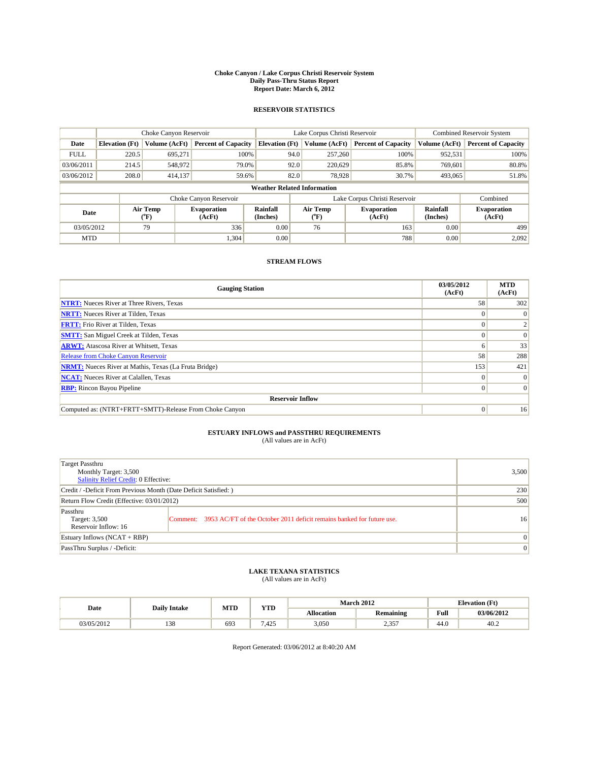# Choke Canyon / Lake Corpus Christi Reservoir System
## Daily Pass-Thru Status Report
## Report Date: March 6, 2012

### RESERVOIR STATISTICS

| | Choke Canyon Reservoir | | | Lake Corpus Christi Reservoir | | | Combined Reservoir System | |
|---|---|---|---|---|---|---|---|---|
| Date | Elevation (Ft) | Volume (AcFt) | Percent of Capacity | Elevation (Ft) | Volume (AcFt) | Percent of Capacity | Volume (AcFt) | Percent of Capacity |
| FULL | 220.5 | 695,271 | 100% | 94.0 | 257,260 | 100% | 952,531 | 100% |
| 03/06/2011 | 214.5 | 548,972 | 79.0% | 92.0 | 220,629 | 85.8% | 769,601 | 80.8% |
| 03/06/2012 | 208.0 | 414,137 | 59.6% | 82.0 | 78,928 | 30.7% | 493,065 | 51.8% |

**Weather Related Information**

| | Choke Canyon Reservoir | | | Lake Corpus Christi Reservoir | | | Combined |
|---|---|---|---|---|---|---|---|
| Date | Air Temp (°F) | Evaporation (AcFt) | Rainfall (Inches) | Air Temp (°F) | Evaporation (AcFt) | Rainfall (Inches) | Evaporation (AcFt) |
| 03/05/2012 | 79 | 336 | 0.00 | 76 | 163 | 0.00 | 499 |
| MTD | | 1,304 | 0.00 | | 788 | 0.00 | 2,092 |

### STREAM FLOWS

| Gauging Station | 03/05/2012 (AcFt) | MTD (AcFt) |
|---|---|---|
| NTRT: Nueces River at Three Rivers, Texas | 58 | 302 |
| NRTT: Nueces River at Tilden, Texas | 0 | 0 |
| FRTT: Frio River at Tilden, Texas | 0 | 2 |
| SMTT: San Miguel Creek at Tilden, Texas | 0 | 0 |
| ARWT: Atascosa River at Whitsett, Texas | 6 | 33 |
| Release from Choke Canyon Reservoir | 58 | 288 |
| NRMT: Nueces River at Mathis, Texas (La Fruta Bridge) | 153 | 421 |
| NCAT: Nueces River at Calallen, Texas | 0 | 0 |
| RBP: Rincon Bayou Pipeline | 0 | 0 |
| **Reservoir Inflow** | | |
| Computed as: (NTRT+FRTT+SMTT)-Release From Choke Canyon | 0 | 16 |

### ESTUARY INFLOWS and PASSTHRU REQUIREMENTS
(All values are in AcFt)

| | | |
|---|---|---|
| Target Passthru<br>Monthly Target: 3,500<br>Salinity Relief Credit: 0 Effective: | | 3,500 |
| Credit / -Deficit From Previous Month (Date Deficit Satisfied: ) | | 230 |
| Return Flow Credit (Effective: 03/01/2012) | | 500 |
| Passthru<br>Target: 3,500<br>Reservoir Inflow: 16 | Comment: 3953 AC/FT of the October 2011 deficit remains banked for future use. | 16 |
| Estuary Inflows (NCAT + RBP) | | 0 |
| PassThru Surplus / -Deficit: | | 0 |

### LAKE TEXANA STATISTICS
(All values are in AcFt)

| Date | Daily Intake | MTD | YTD | March 2012 | | Elevation (Ft) | |
|---|---|---|---|---|---|---|---|
| | | | | Allocation | Remaining | Full | 03/06/2012 |
| 03/05/2012 | 138 | 693 | 7,425 | 3,050 | 2,357 | 44.0 | 40.2 |

Report Generated: 03/06/2012 at 8:40:20 AM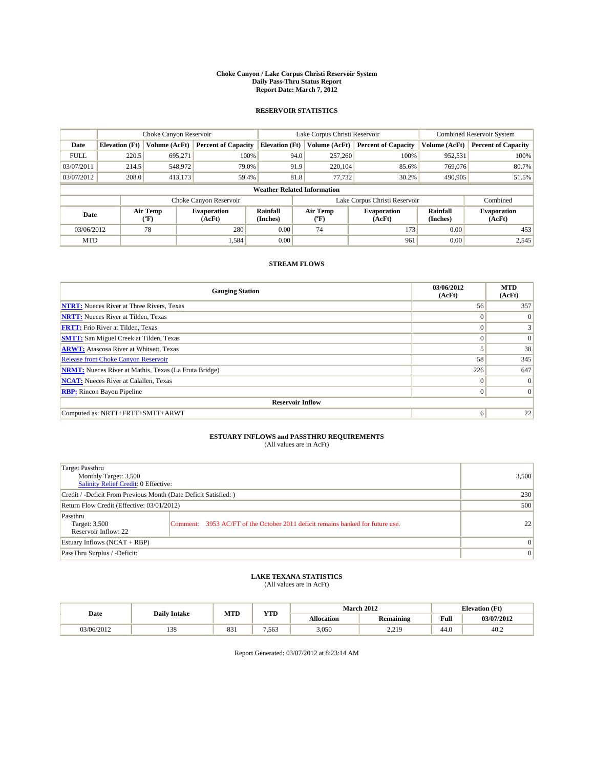# Choke Canyon / Lake Corpus Christi Reservoir System
## Daily Pass-Thru Status Report
### Report Date: March 7, 2012

## RESERVOIR STATISTICS

| | Choke Canyon Reservoir | | | Lake Corpus Christi Reservoir | | | Combined Reservoir System | |
|---|---|---|---|---|---|---|---|---|
| Date | Elevation (Ft) | Volume (AcFt) | Percent of Capacity | Elevation (Ft) | Volume (AcFt) | Percent of Capacity | Volume (AcFt) | Percent of Capacity |
| FULL | 220.5 | 695,271 | 100% | 94.0 | 257,260 | 100% | 952,531 | 100% |
| 03/07/2011 | 214.5 | 548,972 | 79.0% | 91.9 | 220,104 | 85.6% | 769,076 | 80.7% |
| 03/07/2012 | 208.0 | 413,173 | 59.4% | 81.8 | 77,732 | 30.2% | 490,905 | 51.5% |

**Weather Related Information**

| | Choke Canyon Reservoir | | | Lake Corpus Christi Reservoir | | | Combined |
|---|---|---|---|---|---|---|---|
| Date | Air Temp (°F) | Evaporation (AcFt) | Rainfall (Inches) | Air Temp (°F) | Evaporation (AcFt) | Rainfall (Inches) | Evaporation (AcFt) |
| 03/06/2012 | 78 | 280 | 0.00 | 74 | 173 | 0.00 | 453 |
| MTD | | 1,584 | 0.00 | | 961 | 0.00 | 2,545 |

## STREAM FLOWS

| Gauging Station | 03/06/2012 (AcFt) | MTD (AcFt) |
|---|---|---|
| NTRT: Nueces River at Three Rivers, Texas | 56 | 357 |
| NRTT: Nueces River at Tilden, Texas | 0 | 0 |
| FRTT: Frio River at Tilden, Texas | 0 | 3 |
| SMTT: San Miguel Creek at Tilden, Texas | 0 | 0 |
| ARWT: Atascosa River at Whitsett, Texas | 5 | 38 |
| Release from Choke Canyon Reservoir | 58 | 345 |
| NRMT: Nueces River at Mathis, Texas (La Fruta Bridge) | 226 | 647 |
| NCAT: Nueces River at Calallen, Texas | 0 | 0 |
| RBP: Rincon Bayou Pipeline | 0 | 0 |
| **Reservoir Inflow** | | |
| Computed as: NRTT+FRTT+SMTT+ARWT | 6 | 22 |

## ESTUARY INFLOWS and PASSTHRU REQUIREMENTS
(All values are in AcFt)

| | | |
|---|---|---|
| Target Passthru<br>Monthly Target: 3,500<br>Salinity Relief Credit: 0 Effective: | | 3,500 |
| Credit / -Deficit From Previous Month (Date Deficit Satisfied: ) | | 230 |
| Return Flow Credit (Effective: 03/01/2012) | | 500 |
| Passthru<br>Target: 3,500<br>Reservoir Inflow: 22 | Comment: 3953 AC/FT of the October 2011 deficit remains banked for future use. | 22 |
| Estuary Inflows (NCAT + RBP) | | 0 |
| PassThru Surplus / -Deficit: | | 0 |

## LAKE TEXANA STATISTICS
(All values are in AcFt)

| Date | Daily Intake | MTD | YTD | March 2012 | | Elevation (Ft) | |
|---|---|---|---|---|---|---|---|
| | | | | Allocation | Remaining | Full | 03/07/2012 |
| 03/06/2012 | 138 | 831 | 7,563 | 3,050 | 2,219 | 44.0 | 40.2 |

Report Generated: 03/07/2012 at 8:23:14 AM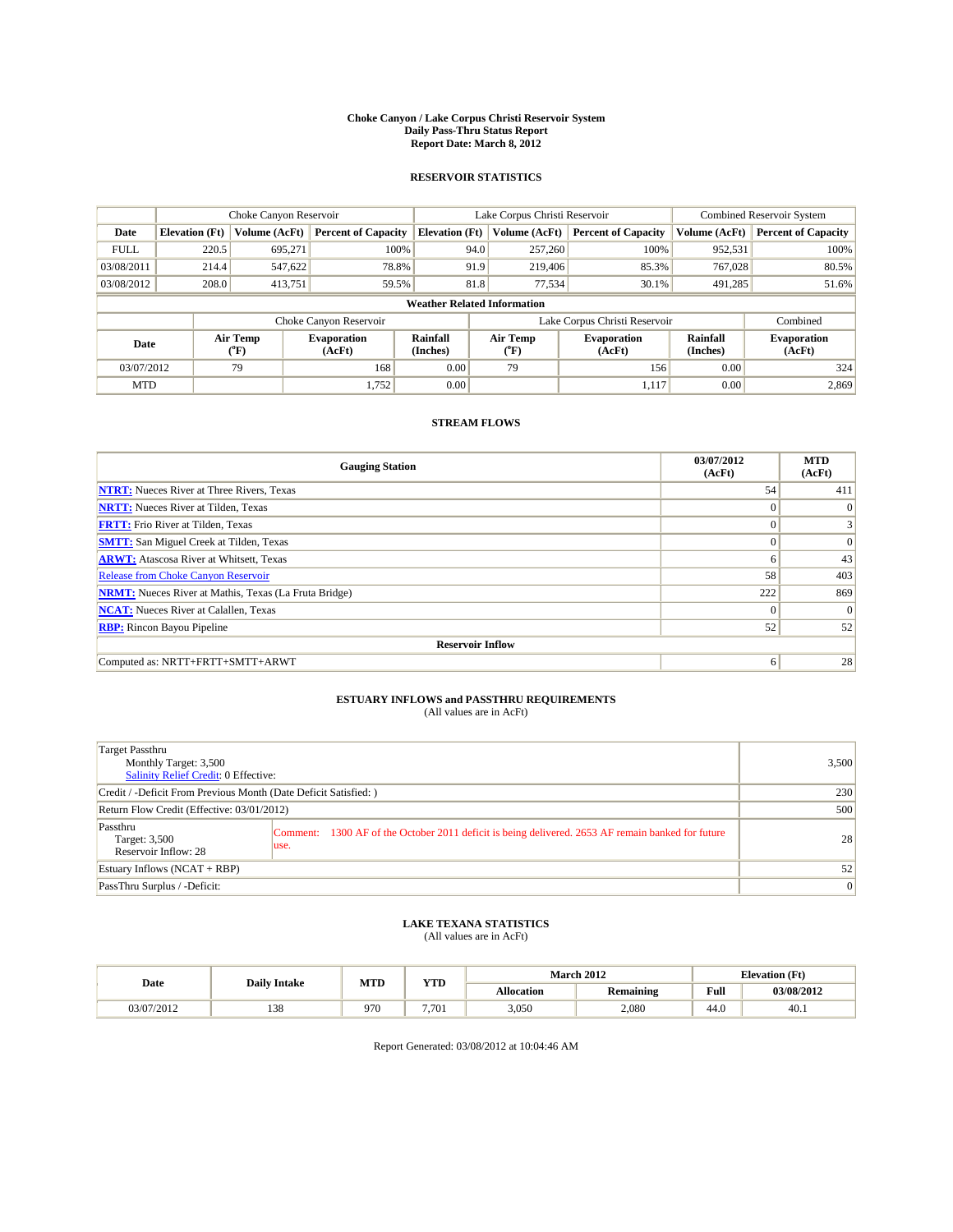# Choke Canyon / Lake Corpus Christi Reservoir System
## Daily Pass-Thru Status Report
### Report Date: March 8, 2012

## RESERVOIR STATISTICS

| | Choke Canyon Reservoir | | | Lake Corpus Christi Reservoir | | | Combined Reservoir System | |
|---|---|---|---|---|---|---|---|---|
| Date | Elevation (Ft) | Volume (AcFt) | Percent of Capacity | Elevation (Ft) | Volume (AcFt) | Percent of Capacity | Volume (AcFt) | Percent of Capacity |
| FULL | 220.5 | 695,271 | 100% | 94.0 | 257,260 | 100% | 952,531 | 100% |
| 03/08/2011 | 214.4 | 547,622 | 78.8% | 91.9 | 219,406 | 85.3% | 767,028 | 80.5% |
| 03/08/2012 | 208.0 | 413,751 | 59.5% | 81.8 | 77,534 | 30.1% | 491,285 | 51.6% |

**Weather Related Information**

| | Choke Canyon Reservoir | | | Lake Corpus Christi Reservoir | | | Combined |
|---|---|---|---|---|---|---|---|
| Date | Air Temp (°F) | Evaporation (AcFt) | Rainfall (Inches) | Air Temp (°F) | Evaporation (AcFt) | Rainfall (Inches) | Evaporation (AcFt) |
| 03/07/2012 | 79 | 168 | 0.00 | 79 | 156 | 0.00 | 324 |
| MTD | | 1,752 | 0.00 | | 1,117 | 0.00 | 2,869 |

## STREAM FLOWS

| Gauging Station | 03/07/2012 (AcFt) | MTD (AcFt) |
|---|---|---|
| **NTRT:** Nueces River at Three Rivers, Texas | 54 | 411 |
| **NRTT:** Nueces River at Tilden, Texas | 0 | 0 |
| **FRTT:** Frio River at Tilden, Texas | 0 | 3 |
| **SMTT:** San Miguel Creek at Tilden, Texas | 0 | 0 |
| **ARWT:** Atascosa River at Whitsett, Texas | 6 | 43 |
| Release from Choke Canyon Reservoir | 58 | 403 |
| **NRMT:** Nueces River at Mathis, Texas (La Fruta Bridge) | 222 | 869 |
| **NCAT:** Nueces River at Calallen, Texas | 0 | 0 |
| **RBP:** Rincon Bayou Pipeline | 52 | 52 |
| **Reservoir Inflow** | | |
| Computed as: NRTT+FRTT+SMTT+ARWT | 6 | 28 |

## ESTUARY INFLOWS and PASSTHRU REQUIREMENTS
(All values are in AcFt)

| | | |
|---|---|---|
| Target Passthru<br>Monthly Target: 3,500<br>Salinity Relief Credit: 0 Effective: | | 3,500 |
| Credit / -Deficit From Previous Month (Date Deficit Satisfied: ) | | 230 |
| Return Flow Credit (Effective: 03/01/2012) | | 500 |
| Passthru<br>Target: 3,500<br>Reservoir Inflow: 28 | Comment: 1300 AF of the October 2011 deficit is being delivered. 2653 AF remain banked for future use. | 28 |
| Estuary Inflows (NCAT + RBP) | | 52 |
| PassThru Surplus / -Deficit: | | 0 |

## LAKE TEXANA STATISTICS
(All values are in AcFt)

| Date | Daily Intake | MTD | YTD | March 2012 | | Elevation (Ft) | |
|---|---|---|---|---|---|---|---|
| | | | | Allocation | Remaining | Full | 03/08/2012 |
| 03/07/2012 | 138 | 970 | 7,701 | 3,050 | 2,080 | 44.0 | 40.1 |

Report Generated: 03/08/2012 at 10:04:46 AM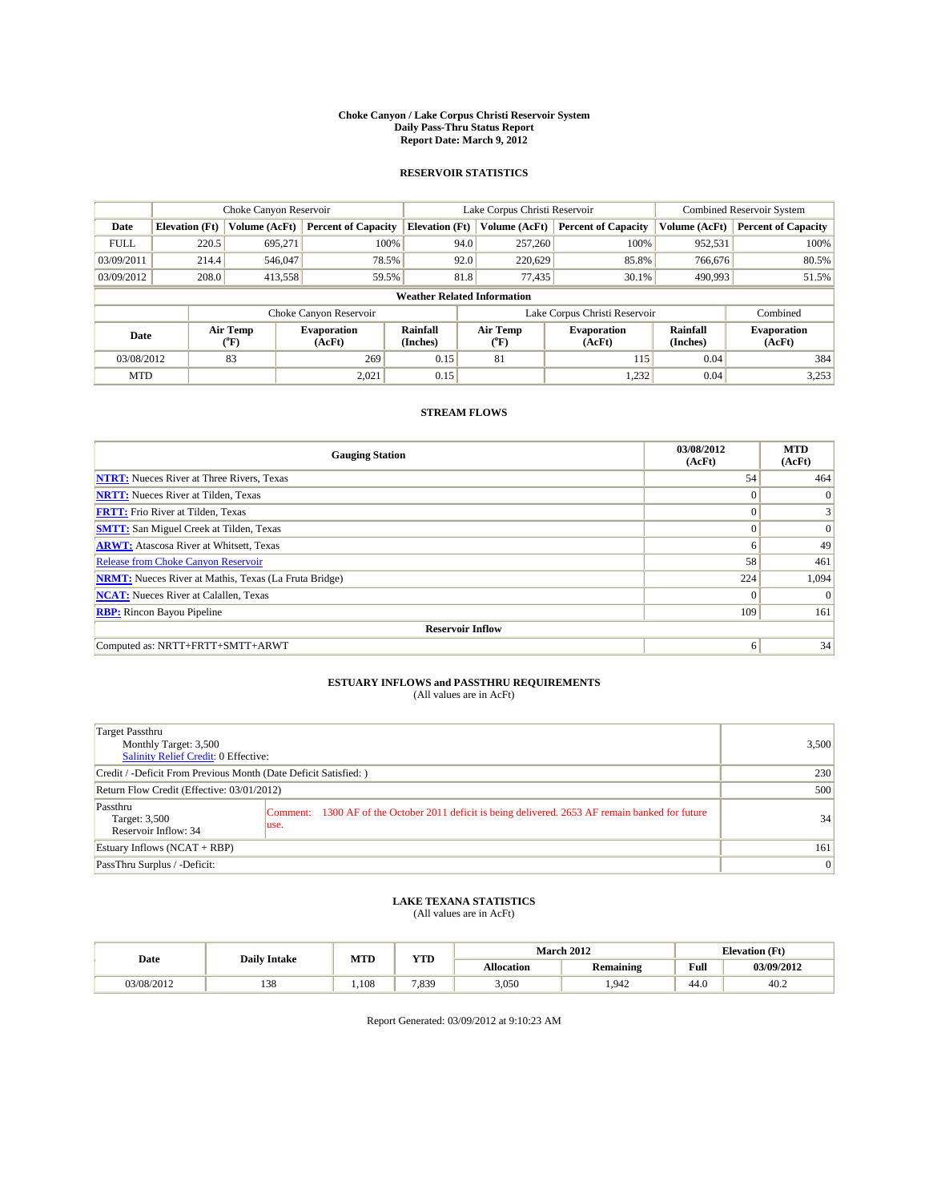# Choke Canyon / Lake Corpus Christi Reservoir System
## Daily Pass-Thru Status Report
### Report Date: March 9, 2012

## RESERVOIR STATISTICS

| | Choke Canyon Reservoir | | | Lake Corpus Christi Reservoir | | | Combined Reservoir System | |
|---|---|---|---|---|---|---|---|---|
| Date | Elevation (Ft) | Volume (AcFt) | Percent of Capacity | Elevation (Ft) | Volume (AcFt) | Percent of Capacity | Volume (AcFt) | Percent of Capacity |
| FULL | 220.5 | 695,271 | 100% | 94.0 | 257,260 | 100% | 952,531 | 100% |
| 03/09/2011 | 214.4 | 546,047 | 78.5% | 92.0 | 220,629 | 85.8% | 766,676 | 80.5% |
| 03/09/2012 | 208.0 | 413,558 | 59.5% | 81.8 | 77,435 | 30.1% | 490,993 | 51.5% |

**Weather Related Information**

| | Choke Canyon Reservoir | | | Lake Corpus Christi Reservoir | | | Combined |
|---|---|---|---|---|---|---|---|
| Date | Air Temp (°F) | Evaporation (AcFt) | Rainfall (Inches) | Air Temp (°F) | Evaporation (AcFt) | Rainfall (Inches) | Evaporation (AcFt) |
| 03/08/2012 | 83 | 269 | 0.15 | 81 | 115 | 0.04 | 384 |
| MTD | | 2,021 | 0.15 | | 1,232 | 0.04 | 3,253 |

## STREAM FLOWS

| Gauging Station | 03/08/2012 (AcFt) | MTD (AcFt) |
|---|---|---|
| **NTRT:** Nueces River at Three Rivers, Texas | 54 | 464 |
| **NRTT:** Nueces River at Tilden, Texas | 0 | 0 |
| **FRTT:** Frio River at Tilden, Texas | 0 | 3 |
| **SMTT:** San Miguel Creek at Tilden, Texas | 0 | 0 |
| **ARWT:** Atascosa River at Whitsett, Texas | 6 | 49 |
| Release from Choke Canyon Reservoir | 58 | 461 |
| **NRMT:** Nueces River at Mathis, Texas (La Fruta Bridge) | 224 | 1,094 |
| **NCAT:** Nueces River at Calallen, Texas | 0 | 0 |
| **RBP:** Rincon Bayou Pipeline | 109 | 161 |
| **Reservoir Inflow** | | |
| Computed as: NRTT+FRTT+SMTT+ARWT | 6 | 34 |

## ESTUARY INFLOWS and PASSTHRU REQUIREMENTS
(All values are in AcFt)

| | | |
|---|---|---|
| Target Passthru<br>Monthly Target: 3,500<br>Salinity Relief Credit: 0 Effective: | | 3,500 |
| Credit / -Deficit From Previous Month (Date Deficit Satisfied: ) | | 230 |
| Return Flow Credit (Effective: 03/01/2012) | | 500 |
| Passthru<br>Target: 3,500<br>Reservoir Inflow: 34 | Comment: 1300 AF of the October 2011 deficit is being delivered. 2653 AF remain banked for future use. | 34 |
| Estuary Inflows (NCAT + RBP) | | 161 |
| PassThru Surplus / -Deficit: | | 0 |

## LAKE TEXANA STATISTICS
(All values are in AcFt)

| Date | Daily Intake | MTD | YTD | March 2012 | | Elevation (Ft) | |
|---|---|---|---|---|---|---|---|
| | | | | Allocation | Remaining | Full | 03/09/2012 |
| 03/08/2012 | 138 | 1,108 | 7,839 | 3,050 | 1,942 | 44.0 | 40.2 |

Report Generated: 03/09/2012 at 9:10:23 AM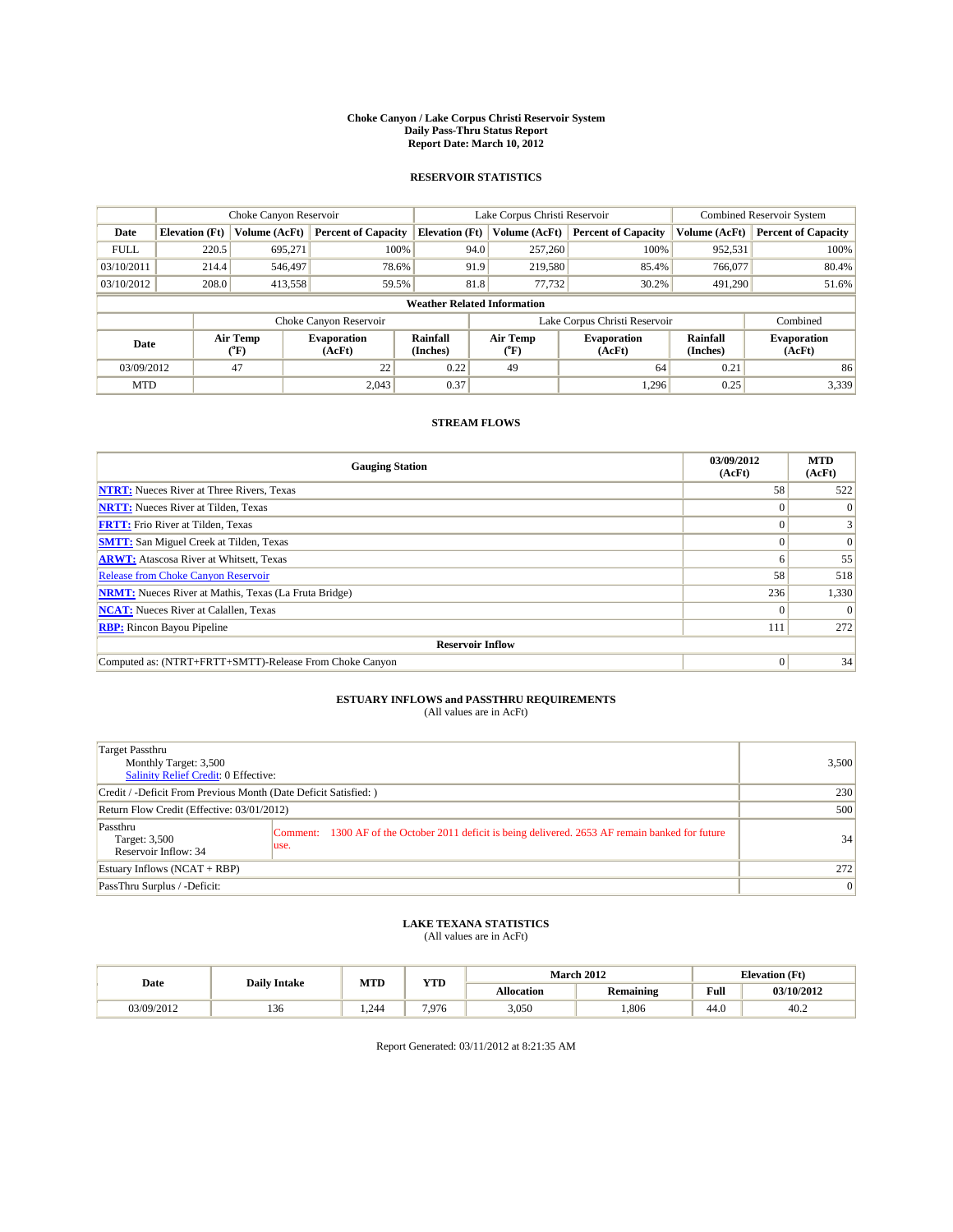# Choke Canyon / Lake Corpus Christi Reservoir System
## Daily Pass-Thru Status Report
## Report Date: March 10, 2012

### RESERVOIR STATISTICS

| | Choke Canyon Reservoir | | | Lake Corpus Christi Reservoir | | | Combined Reservoir System | |
|---|---|---|---|---|---|---|---|---|
| Date | Elevation (Ft) | Volume (AcFt) | Percent of Capacity | Elevation (Ft) | Volume (AcFt) | Percent of Capacity | Volume (AcFt) | Percent of Capacity |
| FULL | 220.5 | 695,271 | 100% | 94.0 | 257,260 | 100% | 952,531 | 100% |
| 03/10/2011 | 214.4 | 546,497 | 78.6% | 91.9 | 219,580 | 85.4% | 766,077 | 80.4% |
| 03/10/2012 | 208.0 | 413,558 | 59.5% | 81.8 | 77,732 | 30.2% | 491,290 | 51.6% |

**Weather Related Information**

| | Choke Canyon Reservoir | | | Lake Corpus Christi Reservoir | | | Combined |
|---|---|---|---|---|---|---|---|
| Date | Air Temp (°F) | Evaporation (AcFt) | Rainfall (Inches) | Air Temp (°F) | Evaporation (AcFt) | Rainfall (Inches) | Evaporation (AcFt) |
| 03/09/2012 | 47 | 22 | 0.22 | 49 | 64 | 0.21 | 86 |
| MTD | | 2,043 | 0.37 | | 1,296 | 0.25 | 3,339 |

### STREAM FLOWS

| Gauging Station | 03/09/2012 (AcFt) | MTD (AcFt) |
|---|---|---|
| NTRT: Nueces River at Three Rivers, Texas | 58 | 522 |
| NRTT: Nueces River at Tilden, Texas | 0 | 0 |
| FRTT: Frio River at Tilden, Texas | 0 | 3 |
| SMTT: San Miguel Creek at Tilden, Texas | 0 | 0 |
| ARWT: Atascosa River at Whitsett, Texas | 6 | 55 |
| Release from Choke Canyon Reservoir | 58 | 518 |
| NRMT: Nueces River at Mathis, Texas (La Fruta Bridge) | 236 | 1,330 |
| NCAT: Nueces River at Calallen, Texas | 0 | 0 |
| RBP: Rincon Bayou Pipeline | 111 | 272 |
| **Reservoir Inflow** | | |
| Computed as: (NTRT+FRTT+SMTT)-Release From Choke Canyon | 0 | 34 |

### ESTUARY INFLOWS and PASSTHRU REQUIREMENTS
(All values are in AcFt)

| | | |
|---|---|---|
| Target Passthru<br>Monthly Target: 3,500<br>Salinity Relief Credit: 0 Effective: | | 3,500 |
| Credit / -Deficit From Previous Month (Date Deficit Satisfied: ) | | 230 |
| Return Flow Credit (Effective: 03/01/2012) | | 500 |
| Passthru<br>Target: 3,500<br>Reservoir Inflow: 34 | Comment: 1300 AF of the October 2011 deficit is being delivered. 2653 AF remain banked for future use. | 34 |
| Estuary Inflows (NCAT + RBP) | | 272 |
| PassThru Surplus / -Deficit: | | 0 |

### LAKE TEXANA STATISTICS
(All values are in AcFt)

| Date | Daily Intake | MTD | YTD | March 2012 | | Elevation (Ft) | |
|---|---|---|---|---|---|---|---|
| | | | | Allocation | Remaining | Full | 03/10/2012 |
| 03/09/2012 | 136 | 1,244 | 7,976 | 3,050 | 1,806 | 44.0 | 40.2 |

Report Generated: 03/11/2012 at 8:21:35 AM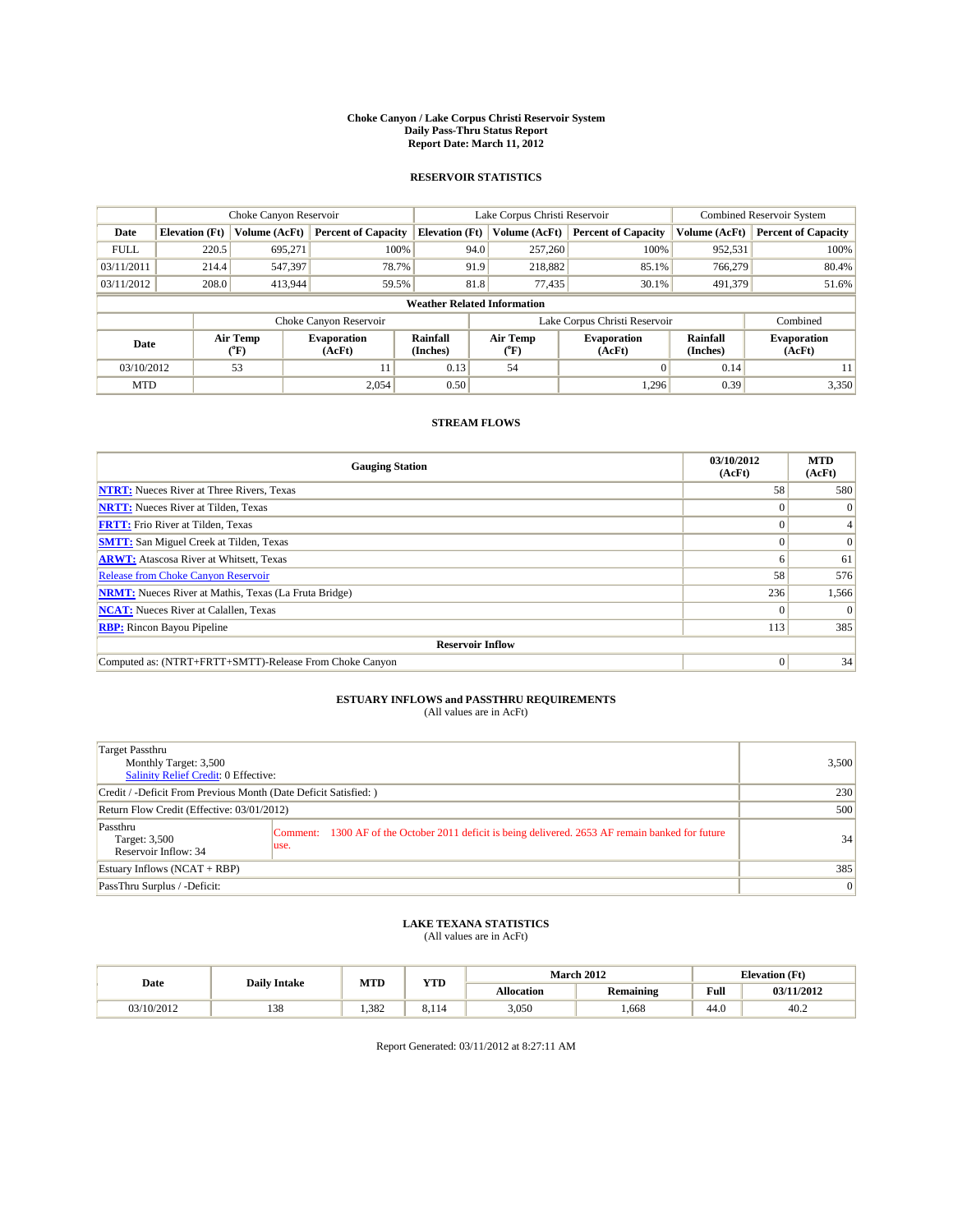# Choke Canyon / Lake Corpus Christi Reservoir System
## Daily Pass-Thru Status Report
## Report Date: March 11, 2012

### RESERVOIR STATISTICS

| | Choke Canyon Reservoir | | | Lake Corpus Christi Reservoir | | | Combined Reservoir System | |
|---|---|---|---|---|---|---|---|---|
| Date | Elevation (Ft) | Volume (AcFt) | Percent of Capacity | Elevation (Ft) | Volume (AcFt) | Percent of Capacity | Volume (AcFt) | Percent of Capacity |
| FULL | 220.5 | 695,271 | 100% | 94.0 | 257,260 | 100% | 952,531 | 100% |
| 03/11/2011 | 214.4 | 547,397 | 78.7% | 91.9 | 218,882 | 85.1% | 766,279 | 80.4% |
| 03/11/2012 | 208.0 | 413,944 | 59.5% | 81.8 | 77,435 | 30.1% | 491,379 | 51.6% |

**Weather Related Information**

| | Choke Canyon Reservoir | | | Lake Corpus Christi Reservoir | | | Combined |
|---|---|---|---|---|---|---|---|
| Date | Air Temp (°F) | Evaporation (AcFt) | Rainfall (Inches) | Air Temp (°F) | Evaporation (AcFt) | Rainfall (Inches) | Evaporation (AcFt) |
| 03/10/2012 | 53 | 11 | 0.13 | 54 | 0 | 0.14 | 11 |
| MTD | | 2,054 | 0.50 | | 1,296 | 0.39 | 3,350 |

### STREAM FLOWS

| Gauging Station | 03/10/2012 (AcFt) | MTD (AcFt) |
|---|---|---|
| NTRT: Nueces River at Three Rivers, Texas | 58 | 580 |
| NRTT: Nueces River at Tilden, Texas | 0 | 0 |
| FRTT: Frio River at Tilden, Texas | 0 | 4 |
| SMTT: San Miguel Creek at Tilden, Texas | 0 | 0 |
| ARWT: Atascosa River at Whitsett, Texas | 6 | 61 |
| Release from Choke Canyon Reservoir | 58 | 576 |
| NRMT: Nueces River at Mathis, Texas (La Fruta Bridge) | 236 | 1,566 |
| NCAT: Nueces River at Calallen, Texas | 0 | 0 |
| RBP: Rincon Bayou Pipeline | 113 | 385 |
| **Reservoir Inflow** | | |
| Computed as: (NTRT+FRTT+SMTT)-Release From Choke Canyon | 0 | 34 |

### ESTUARY INFLOWS and PASSTHRU REQUIREMENTS
(All values are in AcFt)

| | | |
|---|---|---|
| Target Passthru<br>Monthly Target: 3,500<br>Salinity Relief Credit: 0 Effective: | | 3,500 |
| Credit / -Deficit From Previous Month (Date Deficit Satisfied: ) | | 230 |
| Return Flow Credit (Effective: 03/01/2012) | | 500 |
| Passthru<br>Target: 3,500<br>Reservoir Inflow: 34 | Comment: 1300 AF of the October 2011 deficit is being delivered. 2653 AF remain banked for future use. | 34 |
| Estuary Inflows (NCAT + RBP) | | 385 |
| PassThru Surplus / -Deficit: | | 0 |

### LAKE TEXANA STATISTICS
(All values are in AcFt)

| Date | Daily Intake | MTD | YTD | March 2012 | | Elevation (Ft) | |
|---|---|---|---|---|---|---|---|
| | | | | Allocation | Remaining | Full | 03/11/2012 |
| 03/10/2012 | 138 | 1,382 | 8,114 | 3,050 | 1,668 | 44.0 | 40.2 |

Report Generated: 03/11/2012 at 8:27:11 AM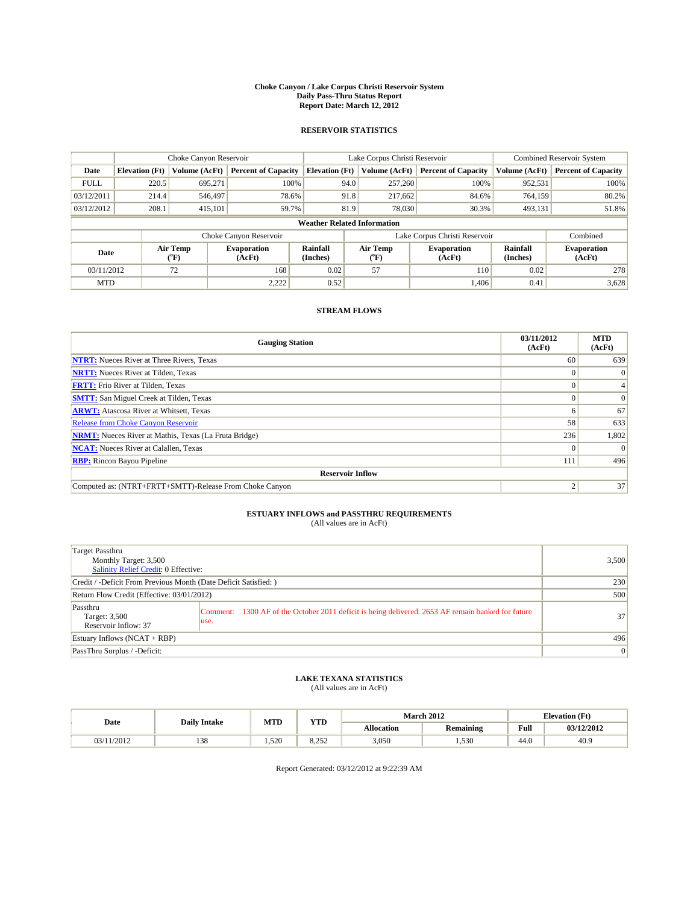# Choke Canyon / Lake Corpus Christi Reservoir System
## Daily Pass-Thru Status Report
## Report Date: March 12, 2012

### RESERVOIR STATISTICS

| | Choke Canyon Reservoir | | | Lake Corpus Christi Reservoir | | | Combined Reservoir System | |
|---|---|---|---|---|---|---|---|---|
| Date | Elevation (Ft) | Volume (AcFt) | Percent of Capacity | Elevation (Ft) | Volume (AcFt) | Percent of Capacity | Volume (AcFt) | Percent of Capacity |
| FULL | 220.5 | 695,271 | 100% | 94.0 | 257,260 | 100% | 952,531 | 100% |
| 03/12/2011 | 214.4 | 546,497 | 78.6% | 91.8 | 217,662 | 84.6% | 764,159 | 80.2% |
| 03/12/2012 | 208.1 | 415,101 | 59.7% | 81.9 | 78,030 | 30.3% | 493,131 | 51.8% |

**Weather Related Information**

| | Choke Canyon Reservoir | | | Lake Corpus Christi Reservoir | | | Combined |
|---|---|---|---|---|---|---|---|
| Date | Air Temp (°F) | Evaporation (AcFt) | Rainfall (Inches) | Air Temp (°F) | Evaporation (AcFt) | Rainfall (Inches) | Evaporation (AcFt) |
| 03/11/2012 | 72 | 168 | 0.02 | 57 | 110 | 0.02 | 278 |
| MTD | | 2,222 | 0.52 | | 1,406 | 0.41 | 3,628 |

### STREAM FLOWS

| Gauging Station | 03/11/2012 (AcFt) | MTD (AcFt) |
|---|---|---|
| **NTRT:** Nueces River at Three Rivers, Texas | 60 | 639 |
| **NRTT:** Nueces River at Tilden, Texas | 0 | 0 |
| **FRTT:** Frio River at Tilden, Texas | 0 | 4 |
| **SMTT:** San Miguel Creek at Tilden, Texas | 0 | 0 |
| **ARWT:** Atascosa River at Whitsett, Texas | 6 | 67 |
| Release from Choke Canyon Reservoir | 58 | 633 |
| **NRMT:** Nueces River at Mathis, Texas (La Fruta Bridge) | 236 | 1,802 |
| **NCAT:** Nueces River at Calallen, Texas | 0 | 0 |
| **RBP:** Rincon Bayou Pipeline | 111 | 496 |
| **Reservoir Inflow** | | |
| Computed as: (NTRT+FRTT+SMTT)-Release From Choke Canyon | 2 | 37 |

### ESTUARY INFLOWS and PASSTHRU REQUIREMENTS
(All values are in AcFt)

| | | |
|---|---|---|
| Target Passthru<br>Monthly Target: 3,500<br>Salinity Relief Credit: 0 Effective: | | 3,500 |
| Credit / -Deficit From Previous Month (Date Deficit Satisfied: ) | | 230 |
| Return Flow Credit (Effective: 03/01/2012) | | 500 |
| Passthru<br>Target: 3,500<br>Reservoir Inflow: 37 | Comment: 1300 AF of the October 2011 deficit is being delivered. 2653 AF remain banked for future use. | 37 |
| Estuary Inflows (NCAT + RBP) | | 496 |
| PassThru Surplus / -Deficit: | | 0 |

### LAKE TEXANA STATISTICS
(All values are in AcFt)

| Date | Daily Intake | MTD | YTD | March 2012 | | Elevation (Ft) | |
|---|---|---|---|---|---|---|---|
| | | | | Allocation | Remaining | Full | 03/12/2012 |
| 03/11/2012 | 138 | 1,520 | 8,252 | 3,050 | 1,530 | 44.0 | 40.9 |

Report Generated: 03/12/2012 at 9:22:39 AM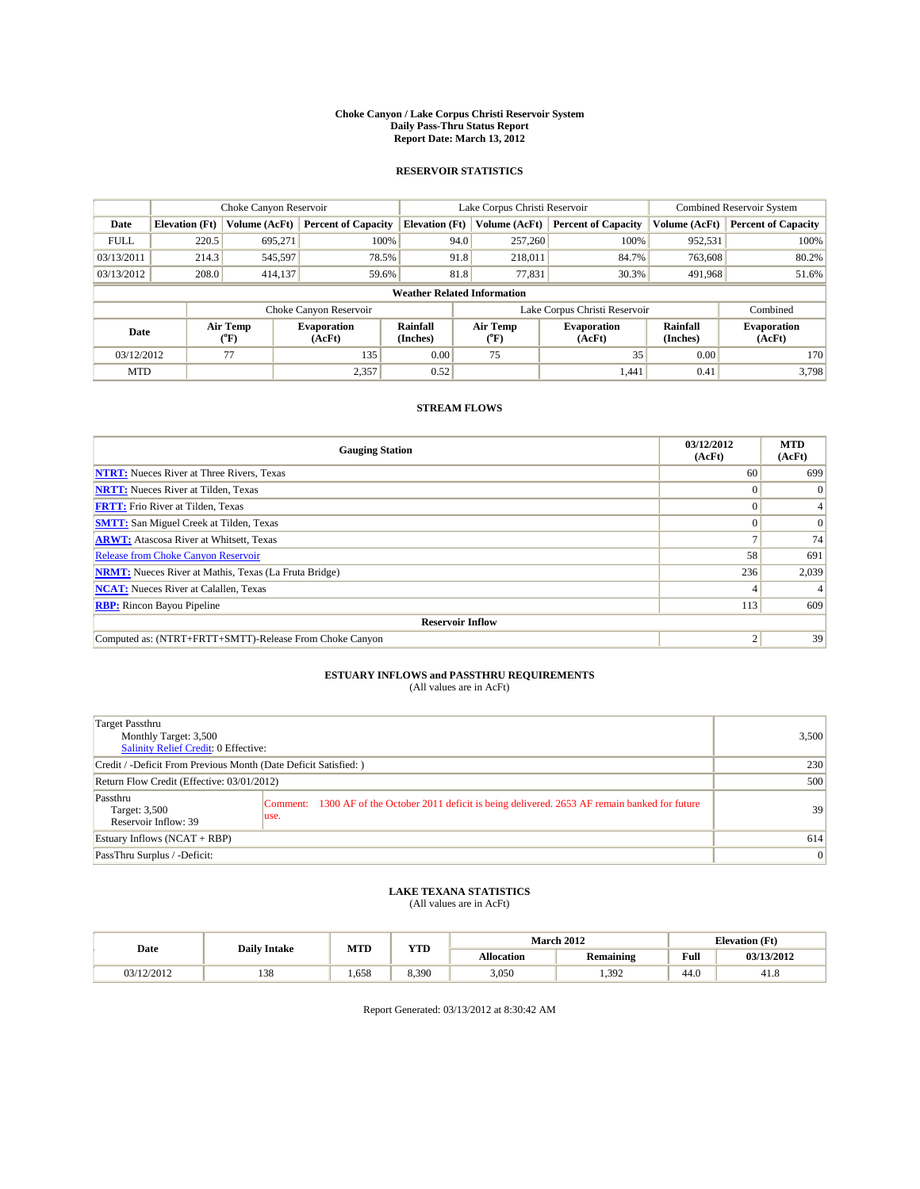# Choke Canyon / Lake Corpus Christi Reservoir System
## Daily Pass-Thru Status Report
## Report Date: March 13, 2012

### RESERVOIR STATISTICS

| | Choke Canyon Reservoir | | | Lake Corpus Christi Reservoir | | | Combined Reservoir System | |
|---|---|---|---|---|---|---|---|---|
| Date | Elevation (Ft) | Volume (AcFt) | Percent of Capacity | Elevation (Ft) | Volume (AcFt) | Percent of Capacity | Volume (AcFt) | Percent of Capacity |
| FULL | 220.5 | 695,271 | 100% | 94.0 | 257,260 | 100% | 952,531 | 100% |
| 03/13/2011 | 214.3 | 545,597 | 78.5% | 91.8 | 218,011 | 84.7% | 763,608 | 80.2% |
| 03/13/2012 | 208.0 | 414,137 | 59.6% | 81.8 | 77,831 | 30.3% | 491,968 | 51.6% |

**Weather Related Information**

| | Choke Canyon Reservoir | | | Lake Corpus Christi Reservoir | | | Combined |
|---|---|---|---|---|---|---|---|
| Date | Air Temp (°F) | Evaporation (AcFt) | Rainfall (Inches) | Air Temp (°F) | Evaporation (AcFt) | Rainfall (Inches) | Evaporation (AcFt) |
| 03/12/2012 | 77 | 135 | 0.00 | 75 | 35 | 0.00 | 170 |
| MTD | | 2,357 | 0.52 | | 1,441 | 0.41 | 3,798 |

### STREAM FLOWS

| Gauging Station | 03/12/2012 (AcFt) | MTD (AcFt) |
|---|---|---|
| NTRT: Nueces River at Three Rivers, Texas | 60 | 699 |
| NRTT: Nueces River at Tilden, Texas | 0 | 0 |
| FRTT: Frio River at Tilden, Texas | 0 | 4 |
| SMTT: San Miguel Creek at Tilden, Texas | 0 | 0 |
| ARWT: Atascosa River at Whitsett, Texas | 7 | 74 |
| Release from Choke Canyon Reservoir | 58 | 691 |
| NRMT: Nueces River at Mathis, Texas (La Fruta Bridge) | 236 | 2,039 |
| NCAT: Nueces River at Calallen, Texas | 4 | 4 |
| RBP: Rincon Bayou Pipeline | 113 | 609 |
| **Reservoir Inflow** | | |
| Computed as: (NTRT+FRTT+SMTT)-Release From Choke Canyon | 2 | 39 |

### ESTUARY INFLOWS and PASSTHRU REQUIREMENTS
(All values are in AcFt)

| | | |
|---|---|---|
| Target Passthru<br>Monthly Target: 3,500<br>Salinity Relief Credit: 0 Effective: | | 3,500 |
| Credit / -Deficit From Previous Month (Date Deficit Satisfied: ) | | 230 |
| Return Flow Credit (Effective: 03/01/2012) | | 500 |
| Passthru<br>Target: 3,500<br>Reservoir Inflow: 39 | Comment: 1300 AF of the October 2011 deficit is being delivered. 2653 AF remain banked for future use. | 39 |
| Estuary Inflows (NCAT + RBP) | | 614 |
| PassThru Surplus / -Deficit: | | 0 |

### LAKE TEXANA STATISTICS
(All values are in AcFt)

| Date | Daily Intake | MTD | YTD | March 2012 | | Elevation (Ft) | |
|---|---|---|---|---|---|---|---|
| | | | | Allocation | Remaining | Full | 03/13/2012 |
| 03/12/2012 | 138 | 1,658 | 8,390 | 3,050 | 1,392 | 44.0 | 41.8 |

Report Generated: 03/13/2012 at 8:30:42 AM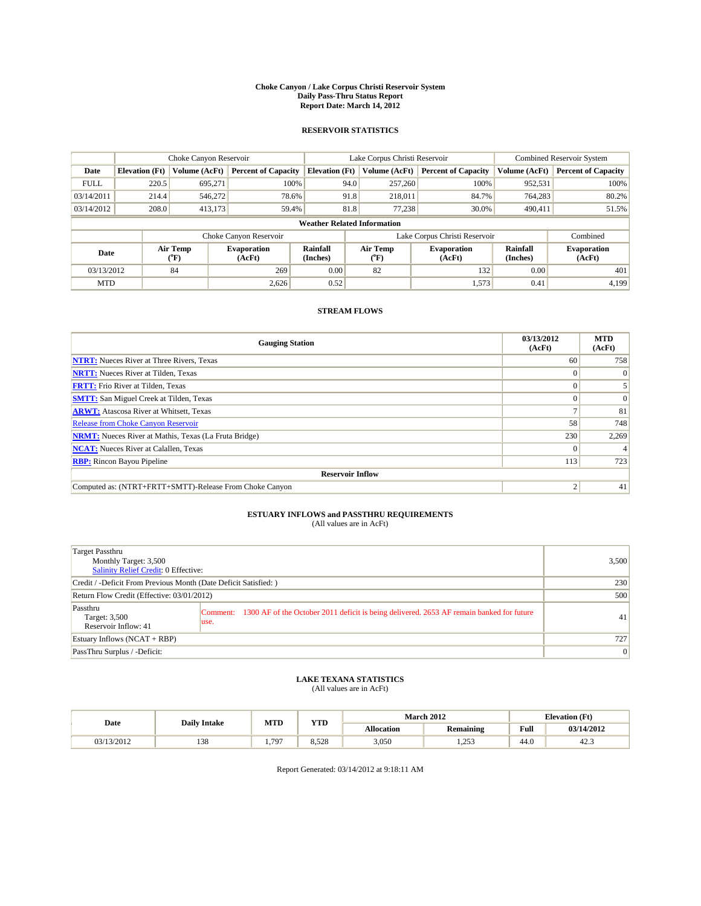# Choke Canyon / Lake Corpus Christi Reservoir System
## Daily Pass-Thru Status Report
### Report Date: March 14, 2012

## RESERVOIR STATISTICS

| | Choke Canyon Reservoir | | | Lake Corpus Christi Reservoir | | | Combined Reservoir System | |
|---|---|---|---|---|---|---|---|---|
| Date | Elevation (Ft) | Volume (AcFt) | Percent of Capacity | Elevation (Ft) | Volume (AcFt) | Percent of Capacity | Volume (AcFt) | Percent of Capacity |
| FULL | 220.5 | 695,271 | 100% | 94.0 | 257,260 | 100% | 952,531 | 100% |
| 03/14/2011 | 214.4 | 546,272 | 78.6% | 91.8 | 218,011 | 84.7% | 764,283 | 80.2% |
| 03/14/2012 | 208.0 | 413,173 | 59.4% | 81.8 | 77,238 | 30.0% | 490,411 | 51.5% |

**Weather Related Information**

| | Choke Canyon Reservoir | | | Lake Corpus Christi Reservoir | | | Combined |
|---|---|---|---|---|---|---|---|
| Date | Air Temp (°F) | Evaporation (AcFt) | Rainfall (Inches) | Air Temp (°F) | Evaporation (AcFt) | Rainfall (Inches) | Evaporation (AcFt) |
| 03/13/2012 | 84 | 269 | 0.00 | 82 | 132 | 0.00 | 401 |
| MTD | | 2,626 | 0.52 | | 1,573 | 0.41 | 4,199 |

## STREAM FLOWS

| Gauging Station | 03/13/2012 (AcFt) | MTD (AcFt) |
|---|---|---|
| NTRT: Nueces River at Three Rivers, Texas | 60 | 758 |
| NRTT: Nueces River at Tilden, Texas | 0 | 0 |
| FRTT: Frio River at Tilden, Texas | 0 | 5 |
| SMTT: San Miguel Creek at Tilden, Texas | 0 | 0 |
| ARWT: Atascosa River at Whitsett, Texas | 7 | 81 |
| Release from Choke Canyon Reservoir | 58 | 748 |
| NRMT: Nueces River at Mathis, Texas (La Fruta Bridge) | 230 | 2,269 |
| NCAT: Nueces River at Calallen, Texas | 0 | 4 |
| RBP: Rincon Bayou Pipeline | 113 | 723 |
| **Reservoir Inflow** | | |
| Computed as: (NTRT+FRTT+SMTT)-Release From Choke Canyon | 2 | 41 |

## ESTUARY INFLOWS and PASSTHRU REQUIREMENTS
(All values are in AcFt)

| | | |
|---|---|---|
| Target Passthru<br>Monthly Target: 3,500<br>Salinity Relief Credit: 0 Effective: | | 3,500 |
| Credit / -Deficit From Previous Month (Date Deficit Satisfied: ) | | 230 |
| Return Flow Credit (Effective: 03/01/2012) | | 500 |
| Passthru<br>Target: 3,500<br>Reservoir Inflow: 41 | Comment: 1300 AF of the October 2011 deficit is being delivered. 2653 AF remain banked for future use. | 41 |
| Estuary Inflows (NCAT + RBP) | | 727 |
| PassThru Surplus / -Deficit: | | 0 |

## LAKE TEXANA STATISTICS
(All values are in AcFt)

| Date | Daily Intake | MTD | YTD | March 2012 | | Elevation (Ft) | |
|---|---|---|---|---|---|---|---|
| | | | | Allocation | Remaining | Full | 03/14/2012 |
| 03/13/2012 | 138 | 1,797 | 8,528 | 3,050 | 1,253 | 44.0 | 42.3 |

Report Generated: 03/14/2012 at 9:18:11 AM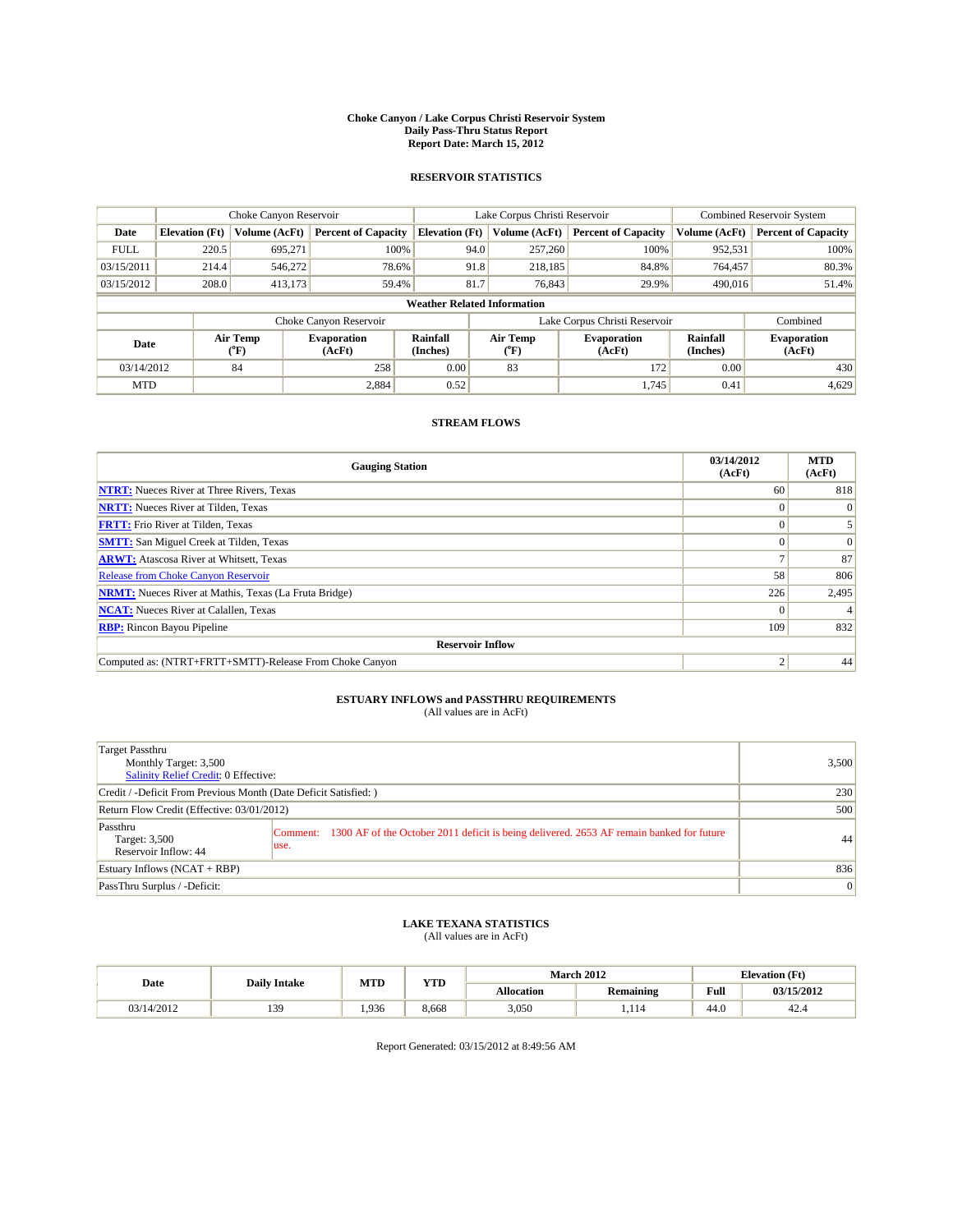# Choke Canyon / Lake Corpus Christi Reservoir System
## Daily Pass-Thru Status Report
### Report Date: March 15, 2012

## RESERVOIR STATISTICS

| | Choke Canyon Reservoir | | | Lake Corpus Christi Reservoir | | | Combined Reservoir System | |
|---|---|---|---|---|---|---|---|---|
| Date | Elevation (Ft) | Volume (AcFt) | Percent of Capacity | Elevation (Ft) | Volume (AcFt) | Percent of Capacity | Volume (AcFt) | Percent of Capacity |
| FULL | 220.5 | 695,271 | 100% | 94.0 | 257,260 | 100% | 952,531 | 100% |
| 03/15/2011 | 214.4 | 546,272 | 78.6% | 91.8 | 218,185 | 84.8% | 764,457 | 80.3% |
| 03/15/2012 | 208.0 | 413,173 | 59.4% | 81.7 | 76,843 | 29.9% | 490,016 | 51.4% |

**Weather Related Information**

| | Choke Canyon Reservoir | | | Lake Corpus Christi Reservoir | | | Combined |
|---|---|---|---|---|---|---|---|
| Date | Air Temp (°F) | Evaporation (AcFt) | Rainfall (Inches) | Air Temp (°F) | Evaporation (AcFt) | Rainfall (Inches) | Evaporation (AcFt) |
| 03/14/2012 | 84 | 258 | 0.00 | 83 | 172 | 0.00 | 430 |
| MTD | | 2,884 | 0.52 | | 1,745 | 0.41 | 4,629 |

## STREAM FLOWS

| Gauging Station | 03/14/2012 (AcFt) | MTD (AcFt) |
|---|---|---|
| NTRT: Nueces River at Three Rivers, Texas | 60 | 818 |
| NRTT: Nueces River at Tilden, Texas | 0 | 0 |
| FRTT: Frio River at Tilden, Texas | 0 | 5 |
| SMTT: San Miguel Creek at Tilden, Texas | 0 | 0 |
| ARWT: Atascosa River at Whitsett, Texas | 7 | 87 |
| Release from Choke Canyon Reservoir | 58 | 806 |
| NRMT: Nueces River at Mathis, Texas (La Fruta Bridge) | 226 | 2,495 |
| NCAT: Nueces River at Calallen, Texas | 0 | 4 |
| RBP: Rincon Bayou Pipeline | 109 | 832 |
| **Reservoir Inflow** | | |
| Computed as: (NTRT+FRTT+SMTT)-Release From Choke Canyon | 2 | 44 |

## ESTUARY INFLOWS and PASSTHRU REQUIREMENTS
(All values are in AcFt)

| | |
|---|---|
| Target Passthru<br>Monthly Target: 3,500<br>Salinity Relief Credit: 0 Effective: | 3,500 |
| Credit / -Deficit From Previous Month (Date Deficit Satisfied: ) | 230 |
| Return Flow Credit (Effective: 03/01/2012) | 500 |
| Passthru<br>Target: 3,500<br>Reservoir Inflow: 44<br>Comment: 1300 AF of the October 2011 deficit is being delivered. 2653 AF remain banked for future use. | 44 |
| Estuary Inflows (NCAT + RBP) | 836 |
| PassThru Surplus / -Deficit: | 0 |

## LAKE TEXANA STATISTICS
(All values are in AcFt)

| Date | Daily Intake | MTD | YTD | March 2012 | | Elevation (Ft) | |
|---|---|---|---|---|---|---|---|
| | | | | Allocation | Remaining | Full | 03/15/2012 |
| 03/14/2012 | 139 | 1,936 | 8,668 | 3,050 | 1,114 | 44.0 | 42.4 |

Report Generated: 03/15/2012 at 8:49:56 AM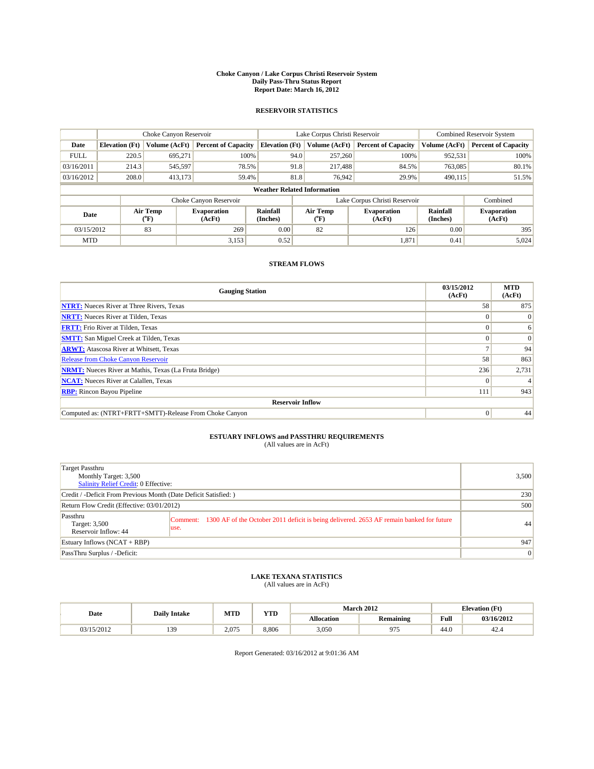# Choke Canyon / Lake Corpus Christi Reservoir System
## Daily Pass-Thru Status Report
### Report Date: March 16, 2012

## RESERVOIR STATISTICS

| | Choke Canyon Reservoir | | | Lake Corpus Christi Reservoir | | | Combined Reservoir System | |
|---|---|---|---|---|---|---|---|---|
| Date | Elevation (Ft) | Volume (AcFt) | Percent of Capacity | Elevation (Ft) | Volume (AcFt) | Percent of Capacity | Volume (AcFt) | Percent of Capacity |
| FULL | 220.5 | 695,271 | 100% | 94.0 | 257,260 | 100% | 952,531 | 100% |
| 03/16/2011 | 214.3 | 545,597 | 78.5% | 91.8 | 217,488 | 84.5% | 763,085 | 80.1% |
| 03/16/2012 | 208.0 | 413,173 | 59.4% | 81.8 | 76,942 | 29.9% | 490,115 | 51.5% |

**Weather Related Information**

| | Choke Canyon Reservoir | | | Lake Corpus Christi Reservoir | | | Combined |
|---|---|---|---|---|---|---|---|
| Date | Air Temp (°F) | Evaporation (AcFt) | Rainfall (Inches) | Air Temp (°F) | Evaporation (AcFt) | Rainfall (Inches) | Evaporation (AcFt) |
| 03/15/2012 | 83 | 269 | 0.00 | 82 | 126 | 0.00 | 395 |
| MTD | | 3,153 | 0.52 | | 1,871 | 0.41 | 5,024 |

## STREAM FLOWS

| Gauging Station | 03/15/2012 (AcFt) | MTD (AcFt) |
|---|---|---|
| NTRT: Nueces River at Three Rivers, Texas | 58 | 875 |
| NRTT: Nueces River at Tilden, Texas | 0 | 0 |
| FRTT: Frio River at Tilden, Texas | 0 | 6 |
| SMTT: San Miguel Creek at Tilden, Texas | 0 | 0 |
| ARWT: Atascosa River at Whitsett, Texas | 7 | 94 |
| Release from Choke Canyon Reservoir | 58 | 863 |
| NRMT: Nueces River at Mathis, Texas (La Fruta Bridge) | 236 | 2,731 |
| NCAT: Nueces River at Calallen, Texas | 0 | 4 |
| RBP: Rincon Bayou Pipeline | 111 | 943 |
| **Reservoir Inflow** | | |
| Computed as: (NTRT+FRTT+SMTT)-Release From Choke Canyon | 0 | 44 |

## ESTUARY INFLOWS and PASSTHRU REQUIREMENTS
(All values are in AcFt)

| | |
|---|---|
| Target Passthru<br>Monthly Target: 3,500<br>Salinity Relief Credit: 0 Effective: | 3,500 |
| Credit / -Deficit From Previous Month (Date Deficit Satisfied: ) | 230 |
| Return Flow Credit (Effective: 03/01/2012) | 500 |
| Passthru<br>Target: 3,500<br>Reservoir Inflow: 44<br>Comment: 1300 AF of the October 2011 deficit is being delivered. 2653 AF remain banked for future use. | 44 |
| Estuary Inflows (NCAT + RBP) | 947 |
| PassThru Surplus / -Deficit: | 0 |

## LAKE TEXANA STATISTICS
(All values are in AcFt)

| Date | Daily Intake | MTD | YTD | March 2012 | | Elevation (Ft) | |
|---|---|---|---|---|---|---|---|
| | | | | Allocation | Remaining | Full | 03/16/2012 |
| 03/15/2012 | 139 | 2,075 | 8,806 | 3,050 | 975 | 44.0 | 42.4 |

Report Generated: 03/16/2012 at 9:01:36 AM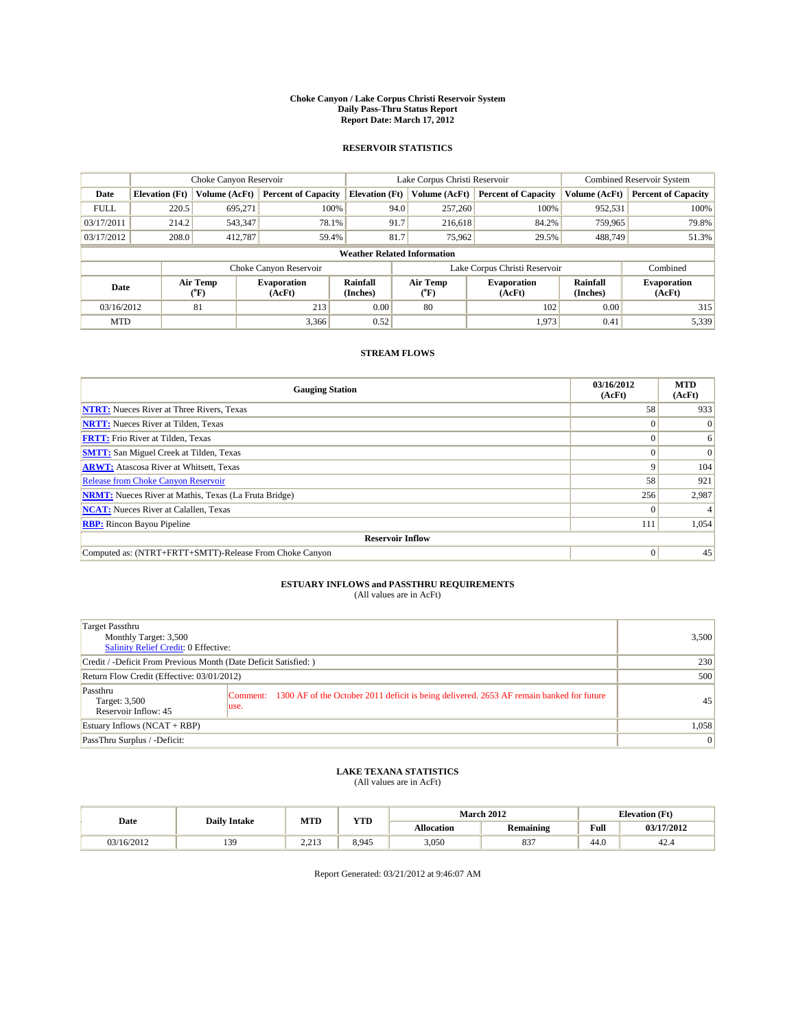# Choke Canyon / Lake Corpus Christi Reservoir System
## Daily Pass-Thru Status Report
## Report Date: March 17, 2012

### RESERVOIR STATISTICS

| | Choke Canyon Reservoir | | | Lake Corpus Christi Reservoir | | | Combined Reservoir System | |
|---|---|---|---|---|---|---|---|---|
| Date | Elevation (Ft) | Volume (AcFt) | Percent of Capacity | Elevation (Ft) | Volume (AcFt) | Percent of Capacity | Volume (AcFt) | Percent of Capacity |
| FULL | 220.5 | 695,271 | 100% | 94.0 | 257,260 | 100% | 952,531 | 100% |
| 03/17/2011 | 214.2 | 543,347 | 78.1% | 91.7 | 216,618 | 84.2% | 759,965 | 79.8% |
| 03/17/2012 | 208.0 | 412,787 | 59.4% | 81.7 | 75,962 | 29.5% | 488,749 | 51.3% |

**Weather Related Information**

| | Choke Canyon Reservoir | | | Lake Corpus Christi Reservoir | | | Combined |
|---|---|---|---|---|---|---|---|
| Date | Air Temp (°F) | Evaporation (AcFt) | Rainfall (Inches) | Air Temp (°F) | Evaporation (AcFt) | Rainfall (Inches) | Evaporation (AcFt) |
| 03/16/2012 | 81 | 213 | 0.00 | 80 | 102 | 0.00 | 315 |
| MTD | | 3,366 | 0.52 | | 1,973 | 0.41 | 5,339 |

### STREAM FLOWS

| Gauging Station | 03/16/2012 (AcFt) | MTD (AcFt) |
|---|---|---|
| NTRT: Nueces River at Three Rivers, Texas | 58 | 933 |
| NRTT: Nueces River at Tilden, Texas | 0 | 0 |
| FRTT: Frio River at Tilden, Texas | 0 | 6 |
| SMTT: San Miguel Creek at Tilden, Texas | 0 | 0 |
| ARWT: Atascosa River at Whitsett, Texas | 9 | 104 |
| Release from Choke Canyon Reservoir | 58 | 921 |
| NRMT: Nueces River at Mathis, Texas (La Fruta Bridge) | 256 | 2,987 |
| NCAT: Nueces River at Calallen, Texas | 0 | 4 |
| RBP: Rincon Bayou Pipeline | 111 | 1,054 |
| **Reservoir Inflow** | | |
| Computed as: (NTRT+FRTT+SMTT)-Release From Choke Canyon | 0 | 45 |

### ESTUARY INFLOWS and PASSTHRU REQUIREMENTS
(All values are in AcFt)

| | | |
|---|---|---|
| Target Passthru<br>Monthly Target: 3,500<br>Salinity Relief Credit: 0 Effective: | | 3,500 |
| Credit / -Deficit From Previous Month (Date Deficit Satisfied: ) | | 230 |
| Return Flow Credit (Effective: 03/01/2012) | | 500 |
| Passthru<br>Target: 3,500<br>Reservoir Inflow: 45 | Comment: 1300 AF of the October 2011 deficit is being delivered. 2653 AF remain banked for future use. | 45 |
| Estuary Inflows (NCAT + RBP) | | 1,058 |
| PassThru Surplus / -Deficit: | | 0 |

### LAKE TEXANA STATISTICS
(All values are in AcFt)

| Date | Daily Intake | MTD | YTD | March 2012 | | Elevation (Ft) | |
|---|---|---|---|---|---|---|---|
| | | | | Allocation | Remaining | Full | 03/17/2012 |
| 03/16/2012 | 139 | 2,213 | 8,945 | 3,050 | 837 | 44.0 | 42.4 |

Report Generated: 03/21/2012 at 9:46:07 AM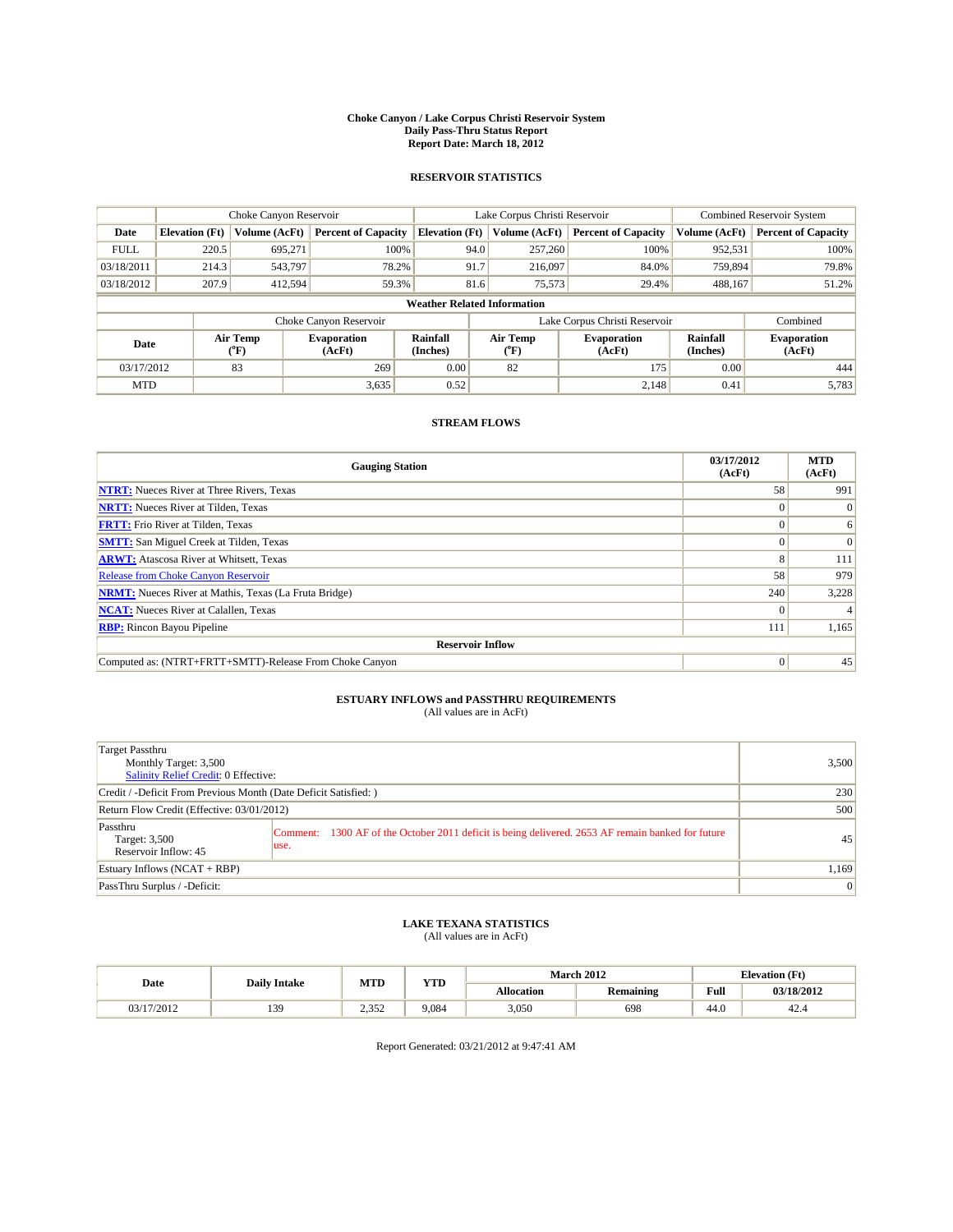# Choke Canyon / Lake Corpus Christi Reservoir System
## Daily Pass-Thru Status Report
## Report Date: March 18, 2012

### RESERVOIR STATISTICS

| | Choke Canyon Reservoir | | | Lake Corpus Christi Reservoir | | | Combined Reservoir System | |
|---|---|---|---|---|---|---|---|---|
| Date | Elevation (Ft) | Volume (AcFt) | Percent of Capacity | Elevation (Ft) | Volume (AcFt) | Percent of Capacity | Volume (AcFt) | Percent of Capacity |
| FULL | 220.5 | 695,271 | 100% | 94.0 | 257,260 | 100% | 952,531 | 100% |
| 03/18/2011 | 214.3 | 543,797 | 78.2% | 91.7 | 216,097 | 84.0% | 759,894 | 79.8% |
| 03/18/2012 | 207.9 | 412,594 | 59.3% | 81.6 | 75,573 | 29.4% | 488,167 | 51.2% |

**Weather Related Information**

| | Choke Canyon Reservoir | | | Lake Corpus Christi Reservoir | | | Combined |
|---|---|---|---|---|---|---|---|
| Date | Air Temp (°F) | Evaporation (AcFt) | Rainfall (Inches) | Air Temp (°F) | Evaporation (AcFt) | Rainfall (Inches) | Evaporation (AcFt) |
| 03/17/2012 | 83 | 269 | 0.00 | 82 | 175 | 0.00 | 444 |
| MTD | | 3,635 | 0.52 | | 2,148 | 0.41 | 5,783 |

### STREAM FLOWS

| Gauging Station | 03/17/2012 (AcFt) | MTD (AcFt) |
|---|---|---|
| NTRT: Nueces River at Three Rivers, Texas | 58 | 991 |
| NRTT: Nueces River at Tilden, Texas | 0 | 0 |
| FRTT: Frio River at Tilden, Texas | 0 | 6 |
| SMTT: San Miguel Creek at Tilden, Texas | 0 | 0 |
| ARWT: Atascosa River at Whitsett, Texas | 8 | 111 |
| Release from Choke Canyon Reservoir | 58 | 979 |
| NRMT: Nueces River at Mathis, Texas (La Fruta Bridge) | 240 | 3,228 |
| NCAT: Nueces River at Calallen, Texas | 0 | 4 |
| RBP: Rincon Bayou Pipeline | 111 | 1,165 |
| **Reservoir Inflow** | | |
| Computed as: (NTRT+FRTT+SMTT)-Release From Choke Canyon | 0 | 45 |

### ESTUARY INFLOWS and PASSTHRU REQUIREMENTS
(All values are in AcFt)

| | | |
|---|---|---|
| Target Passthru<br>Monthly Target: 3,500<br>Salinity Relief Credit: 0 Effective: | | 3,500 |
| Credit / -Deficit From Previous Month (Date Deficit Satisfied: ) | | 230 |
| Return Flow Credit (Effective: 03/01/2012) | | 500 |
| Passthru<br>Target: 3,500<br>Reservoir Inflow: 45 | Comment: 1300 AF of the October 2011 deficit is being delivered. 2653 AF remain banked for future use. | 45 |
| Estuary Inflows (NCAT + RBP) | | 1,169 |
| PassThru Surplus / -Deficit: | | 0 |

### LAKE TEXANA STATISTICS
(All values are in AcFt)

| Date | Daily Intake | MTD | YTD | March 2012 | | Elevation (Ft) | |
|---|---|---|---|---|---|---|---|
| | | | | Allocation | Remaining | Full | 03/18/2012 |
| 03/17/2012 | 139 | 2,352 | 9,084 | 3,050 | 698 | 44.0 | 42.4 |

Report Generated: 03/21/2012 at 9:47:41 AM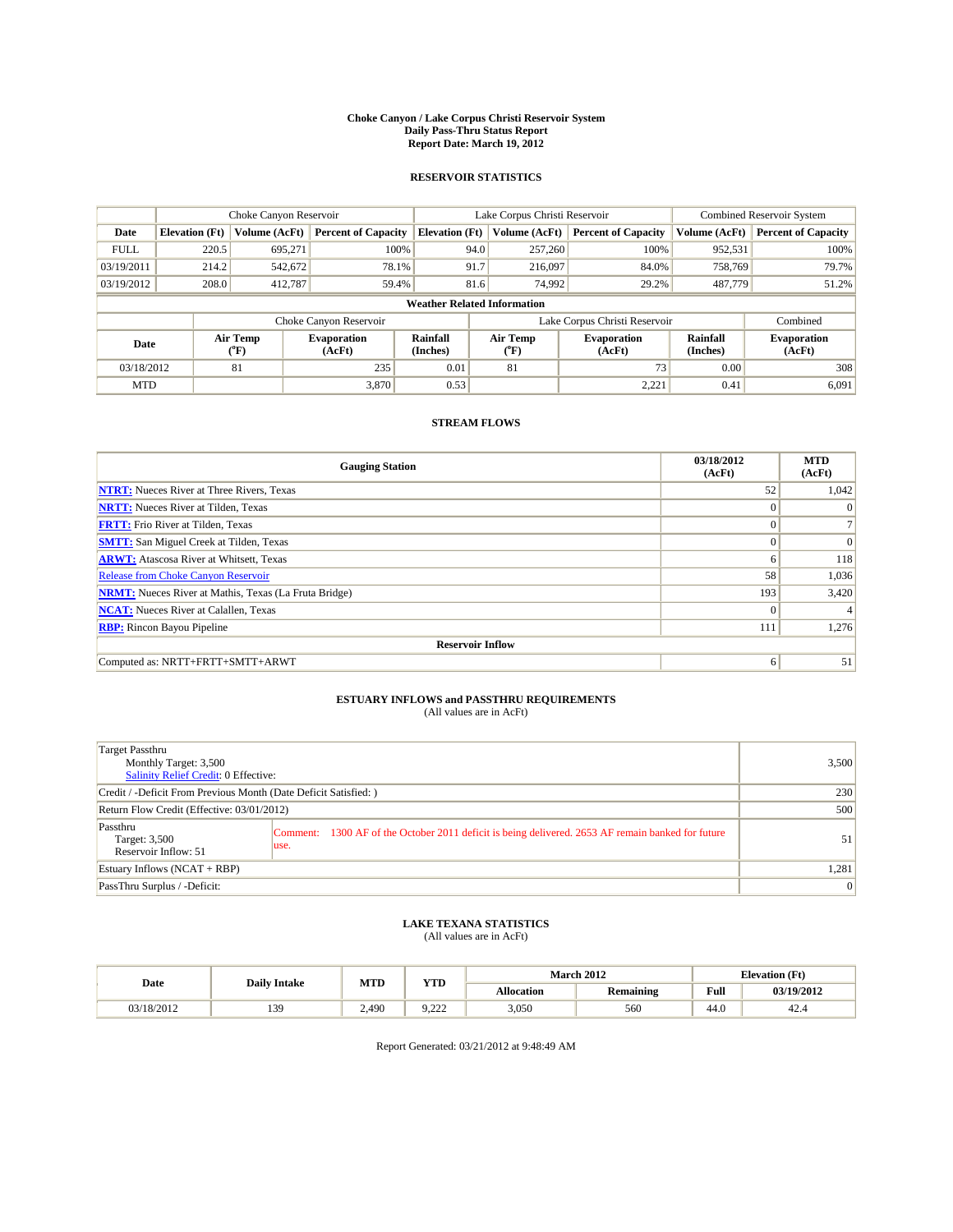# Choke Canyon / Lake Corpus Christi Reservoir System
## Daily Pass-Thru Status Report
## Report Date: March 19, 2012

### RESERVOIR STATISTICS

| | Choke Canyon Reservoir | | | Lake Corpus Christi Reservoir | | | Combined Reservoir System | |
|---|---|---|---|---|---|---|---|---|
| Date | Elevation (Ft) | Volume (AcFt) | Percent of Capacity | Elevation (Ft) | Volume (AcFt) | Percent of Capacity | Volume (AcFt) | Percent of Capacity |
| FULL | 220.5 | 695,271 | 100% | 94.0 | 257,260 | 100% | 952,531 | 100% |
| 03/19/2011 | 214.2 | 542,672 | 78.1% | 91.7 | 216,097 | 84.0% | 758,769 | 79.7% |
| 03/19/2012 | 208.0 | 412,787 | 59.4% | 81.6 | 74,992 | 29.2% | 487,779 | 51.2% |

**Weather Related Information**

| | Choke Canyon Reservoir | | | Lake Corpus Christi Reservoir | | | Combined |
|---|---|---|---|---|---|---|---|
| Date | Air Temp (°F) | Evaporation (AcFt) | Rainfall (Inches) | Air Temp (°F) | Evaporation (AcFt) | Rainfall (Inches) | Evaporation (AcFt) |
| 03/18/2012 | 81 | 235 | 0.01 | 81 | 73 | 0.00 | 308 |
| MTD | | 3,870 | 0.53 | | 2,221 | 0.41 | 6,091 |

### STREAM FLOWS

| Gauging Station | 03/18/2012 (AcFt) | MTD (AcFt) |
|---|---|---|
| **NTRT:** Nueces River at Three Rivers, Texas | 52 | 1,042 |
| **NRTT:** Nueces River at Tilden, Texas | 0 | 0 |
| **FRTT:** Frio River at Tilden, Texas | 0 | 7 |
| **SMTT:** San Miguel Creek at Tilden, Texas | 0 | 0 |
| **ARWT:** Atascosa River at Whitsett, Texas | 6 | 118 |
| Release from Choke Canyon Reservoir | 58 | 1,036 |
| **NRMT:** Nueces River at Mathis, Texas (La Fruta Bridge) | 193 | 3,420 |
| **NCAT:** Nueces River at Calallen, Texas | 0 | 4 |
| **RBP:** Rincon Bayou Pipeline | 111 | 1,276 |
| **Reservoir Inflow** | | |
| Computed as: NRTT+FRTT+SMTT+ARWT | 6 | 51 |

### ESTUARY INFLOWS and PASSTHRU REQUIREMENTS
(All values are in AcFt)

| | |
|---|---|
| Target Passthru<br>Monthly Target: 3,500<br>Salinity Relief Credit: 0 Effective: | 3,500 |
| Credit / -Deficit From Previous Month (Date Deficit Satisfied: ) | 230 |
| Return Flow Credit (Effective: 03/01/2012) | 500 |
| Passthru<br>Target: 3,500<br>Reservoir Inflow: 51<br>Comment: 1300 AF of the October 2011 deficit is being delivered. 2653 AF remain banked for future use. | 51 |
| Estuary Inflows (NCAT + RBP) | 1,281 |
| PassThru Surplus / -Deficit: | 0 |

### LAKE TEXANA STATISTICS
(All values are in AcFt)

| Date | Daily Intake | MTD | YTD | March 2012 | | Elevation (Ft) | |
|---|---|---|---|---|---|---|---|
| | | | | Allocation | Remaining | Full | 03/19/2012 |
| 03/18/2012 | 139 | 2,490 | 9,222 | 3,050 | 560 | 44.0 | 42.4 |

Report Generated: 03/21/2012 at 9:48:49 AM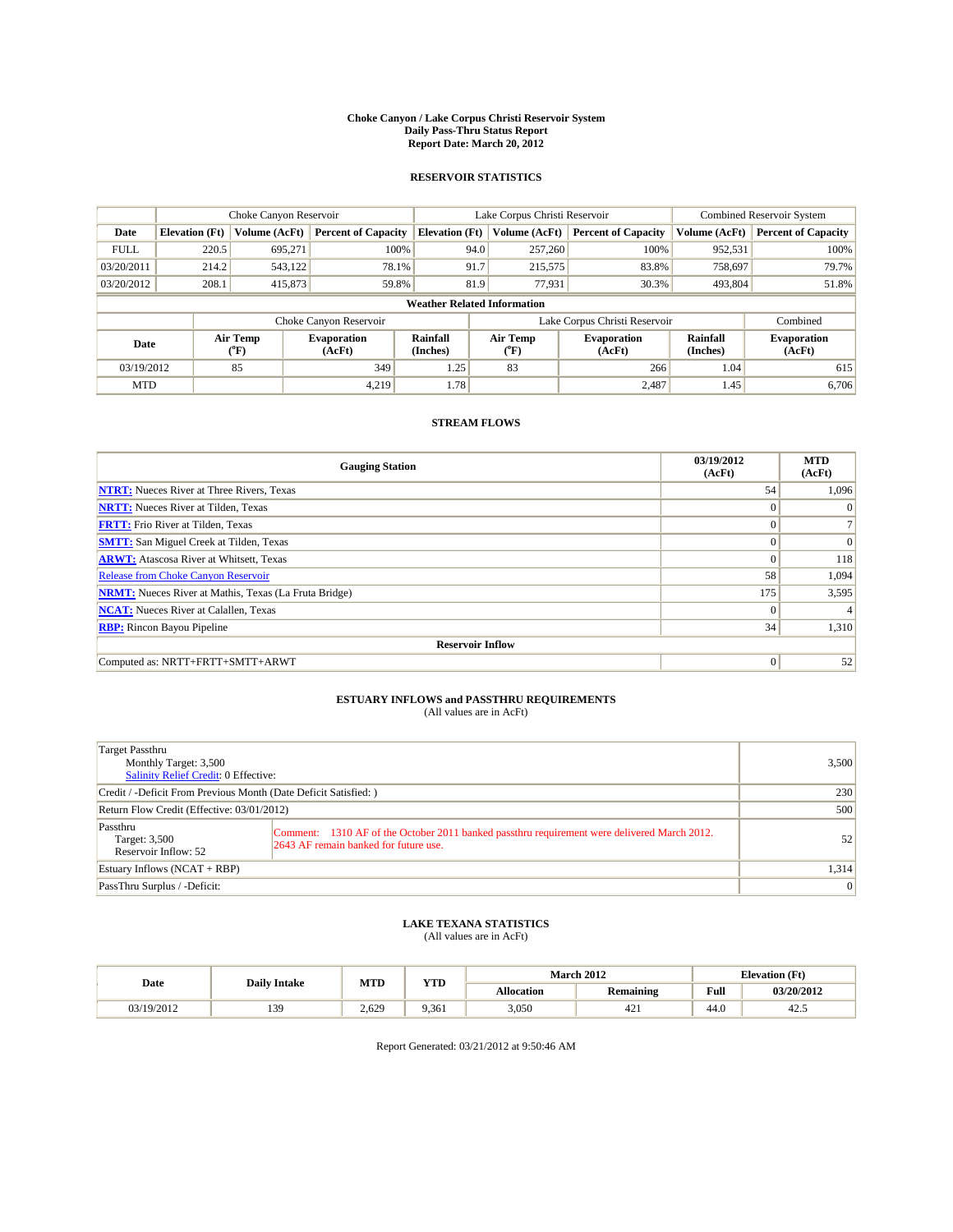# Choke Canyon / Lake Corpus Christi Reservoir System
## Daily Pass-Thru Status Report
### Report Date: March 20, 2012

## RESERVOIR STATISTICS

| | Choke Canyon Reservoir | | | Lake Corpus Christi Reservoir | | | Combined Reservoir System | |
|---|---|---|---|---|---|---|---|---|
| Date | Elevation (Ft) | Volume (AcFt) | Percent of Capacity | Elevation (Ft) | Volume (AcFt) | Percent of Capacity | Volume (AcFt) | Percent of Capacity |
| FULL | 220.5 | 695,271 | 100% | 94.0 | 257,260 | 100% | 952,531 | 100% |
| 03/20/2011 | 214.2 | 543,122 | 78.1% | 91.7 | 215,575 | 83.8% | 758,697 | 79.7% |
| 03/20/2012 | 208.1 | 415,873 | 59.8% | 81.9 | 77,931 | 30.3% | 493,804 | 51.8% |

**Weather Related Information**

| | Choke Canyon Reservoir | | | Lake Corpus Christi Reservoir | | | Combined |
|---|---|---|---|---|---|---|---|
| Date | Air Temp (°F) | Evaporation (AcFt) | Rainfall (Inches) | Air Temp (°F) | Evaporation (AcFt) | Rainfall (Inches) | Evaporation (AcFt) |
| 03/19/2012 | 85 | 349 | 1.25 | 83 | 266 | 1.04 | 615 |
| MTD | | 4,219 | 1.78 | | 2,487 | 1.45 | 6,706 |

## STREAM FLOWS

| Gauging Station | 03/19/2012 (AcFt) | MTD (AcFt) |
|---|---|---|
| NTRT: Nueces River at Three Rivers, Texas | 54 | 1,096 |
| NRTT: Nueces River at Tilden, Texas | 0 | 0 |
| FRTT: Frio River at Tilden, Texas | 0 | 7 |
| SMTT: San Miguel Creek at Tilden, Texas | 0 | 0 |
| ARWT: Atascosa River at Whitsett, Texas | 0 | 118 |
| Release from Choke Canyon Reservoir | 58 | 1,094 |
| NRMT: Nueces River at Mathis, Texas (La Fruta Bridge) | 175 | 3,595 |
| NCAT: Nueces River at Calallen, Texas | 0 | 4 |
| RBP: Rincon Bayou Pipeline | 34 | 1,310 |
| **Reservoir Inflow** | | |
| Computed as: NRTT+FRTT+SMTT+ARWT | 0 | 52 |

## ESTUARY INFLOWS and PASSTHRU REQUIREMENTS
(All values are in AcFt)

| | | |
|---|---|---|
| Target Passthru<br>Monthly Target: 3,500<br>Salinity Relief Credit: 0 Effective: | | 3,500 |
| Credit / -Deficit From Previous Month (Date Deficit Satisfied: ) | | 230 |
| Return Flow Credit (Effective: 03/01/2012) | | 500 |
| Passthru<br>Target: 3,500<br>Reservoir Inflow: 52 | Comment: 1310 AF of the October 2011 banked passthru requirement were delivered March 2012. 2643 AF remain banked for future use. | 52 |
| Estuary Inflows (NCAT + RBP) | | 1,314 |
| PassThru Surplus / -Deficit: | | 0 |

## LAKE TEXANA STATISTICS
(All values are in AcFt)

| Date | Daily Intake | MTD | YTD | March 2012 | | Elevation (Ft) | |
|---|---|---|---|---|---|---|---|
| | | | | Allocation | Remaining | Full | 03/20/2012 |
| 03/19/2012 | 139 | 2,629 | 9,361 | 3,050 | 421 | 44.0 | 42.5 |

Report Generated: 03/21/2012 at 9:50:46 AM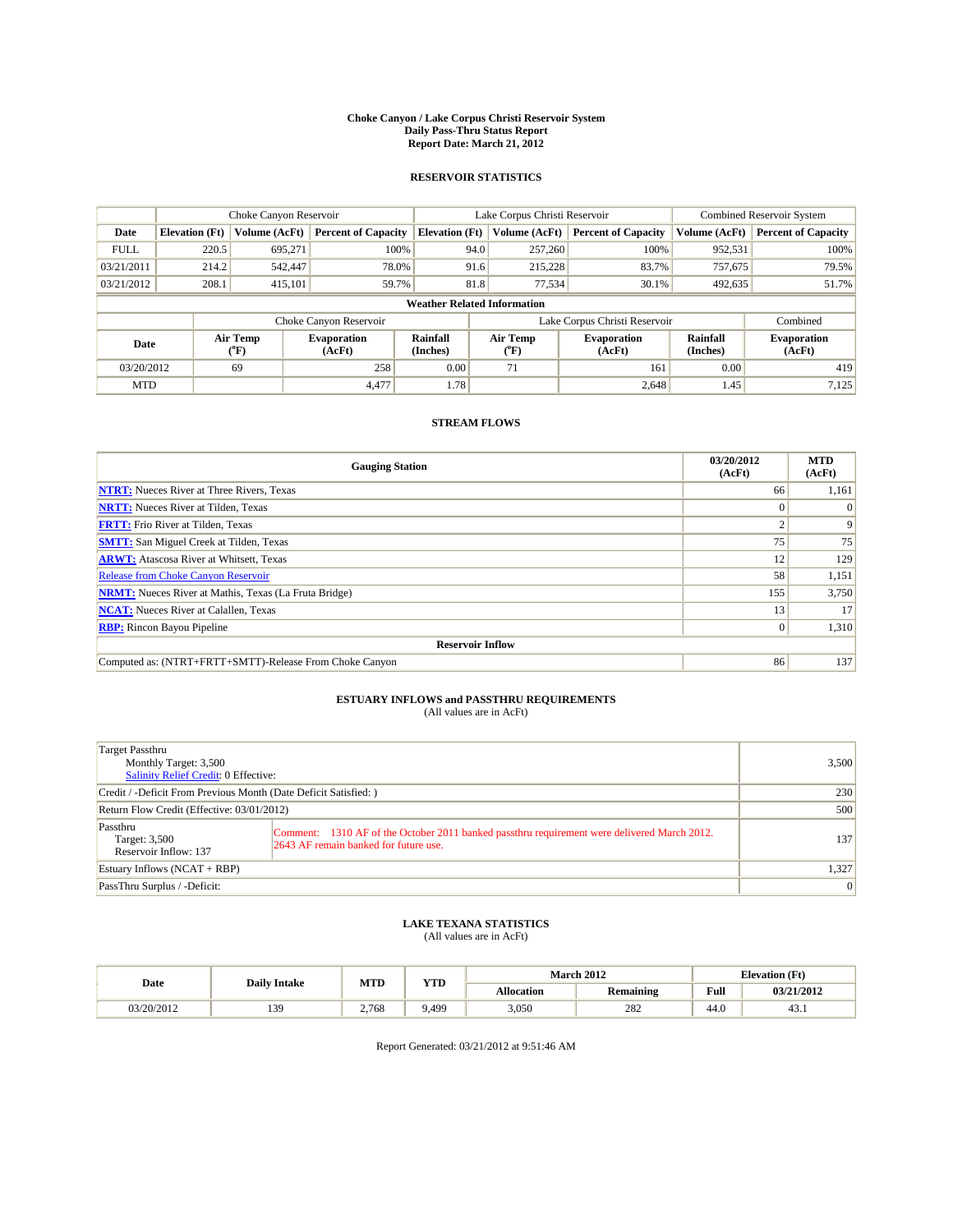# Choke Canyon / Lake Corpus Christi Reservoir System
## Daily Pass-Thru Status Report
## Report Date: March 21, 2012

### RESERVOIR STATISTICS

| | Choke Canyon Reservoir | | | Lake Corpus Christi Reservoir | | | Combined Reservoir System | |
|---|---|---|---|---|---|---|---|---|
| Date | Elevation (Ft) | Volume (AcFt) | Percent of Capacity | Elevation (Ft) | Volume (AcFt) | Percent of Capacity | Volume (AcFt) | Percent of Capacity |
| FULL | 220.5 | 695,271 | 100% | 94.0 | 257,260 | 100% | 952,531 | 100% |
| 03/21/2011 | 214.2 | 542,447 | 78.0% | 91.6 | 215,228 | 83.7% | 757,675 | 79.5% |
| 03/21/2012 | 208.1 | 415,101 | 59.7% | 81.8 | 77,534 | 30.1% | 492,635 | 51.7% |

**Weather Related Information**

| | Choke Canyon Reservoir | | | Lake Corpus Christi Reservoir | | | Combined |
|---|---|---|---|---|---|---|---|
| Date | Air Temp (°F) | Evaporation (AcFt) | Rainfall (Inches) | Air Temp (°F) | Evaporation (AcFt) | Rainfall (Inches) | Evaporation (AcFt) |
| 03/20/2012 | 69 | 258 | 0.00 | 71 | 161 | 0.00 | 419 |
| MTD | | 4,477 | 1.78 | | 2,648 | 1.45 | 7,125 |

### STREAM FLOWS

| Gauging Station | 03/20/2012 (AcFt) | MTD (AcFt) |
|---|---|---|
| **NTRT:** Nueces River at Three Rivers, Texas | 66 | 1,161 |
| **NRTT:** Nueces River at Tilden, Texas | 0 | 0 |
| **FRTT:** Frio River at Tilden, Texas | 2 | 9 |
| **SMTT:** San Miguel Creek at Tilden, Texas | 75 | 75 |
| **ARWT:** Atascosa River at Whitsett, Texas | 12 | 129 |
| Release from Choke Canyon Reservoir | 58 | 1,151 |
| **NRMT:** Nueces River at Mathis, Texas (La Fruta Bridge) | 155 | 3,750 |
| **NCAT:** Nueces River at Calallen, Texas | 13 | 17 |
| **RBP:** Rincon Bayou Pipeline | 0 | 1,310 |
| **Reservoir Inflow** | | |
| Computed as: (NTRT+FRTT+SMTT)-Release From Choke Canyon | 86 | 137 |

### ESTUARY INFLOWS and PASSTHRU REQUIREMENTS
(All values are in AcFt)

| | | |
|---|---|---|
| Target Passthru<br>Monthly Target: 3,500<br>Salinity Relief Credit: 0 Effective: | | 3,500 |
| Credit / -Deficit From Previous Month (Date Deficit Satisfied: ) | | 230 |
| Return Flow Credit (Effective: 03/01/2012) | | 500 |
| Passthru<br>Target: 3,500<br>Reservoir Inflow: 137 | Comment: 1310 AF of the October 2011 banked passthru requirement were delivered March 2012. 2643 AF remain banked for future use. | 137 |
| Estuary Inflows (NCAT + RBP) | | 1,327 |
| PassThru Surplus / -Deficit: | | 0 |

### LAKE TEXANA STATISTICS
(All values are in AcFt)

| Date | Daily Intake | MTD | YTD | March 2012 | | Elevation (Ft) | |
|---|---|---|---|---|---|---|---|
| | | | | Allocation | Remaining | Full | 03/21/2012 |
| 03/20/2012 | 139 | 2,768 | 9,499 | 3,050 | 282 | 44.0 | 43.1 |

Report Generated: 03/21/2012 at 9:51:46 AM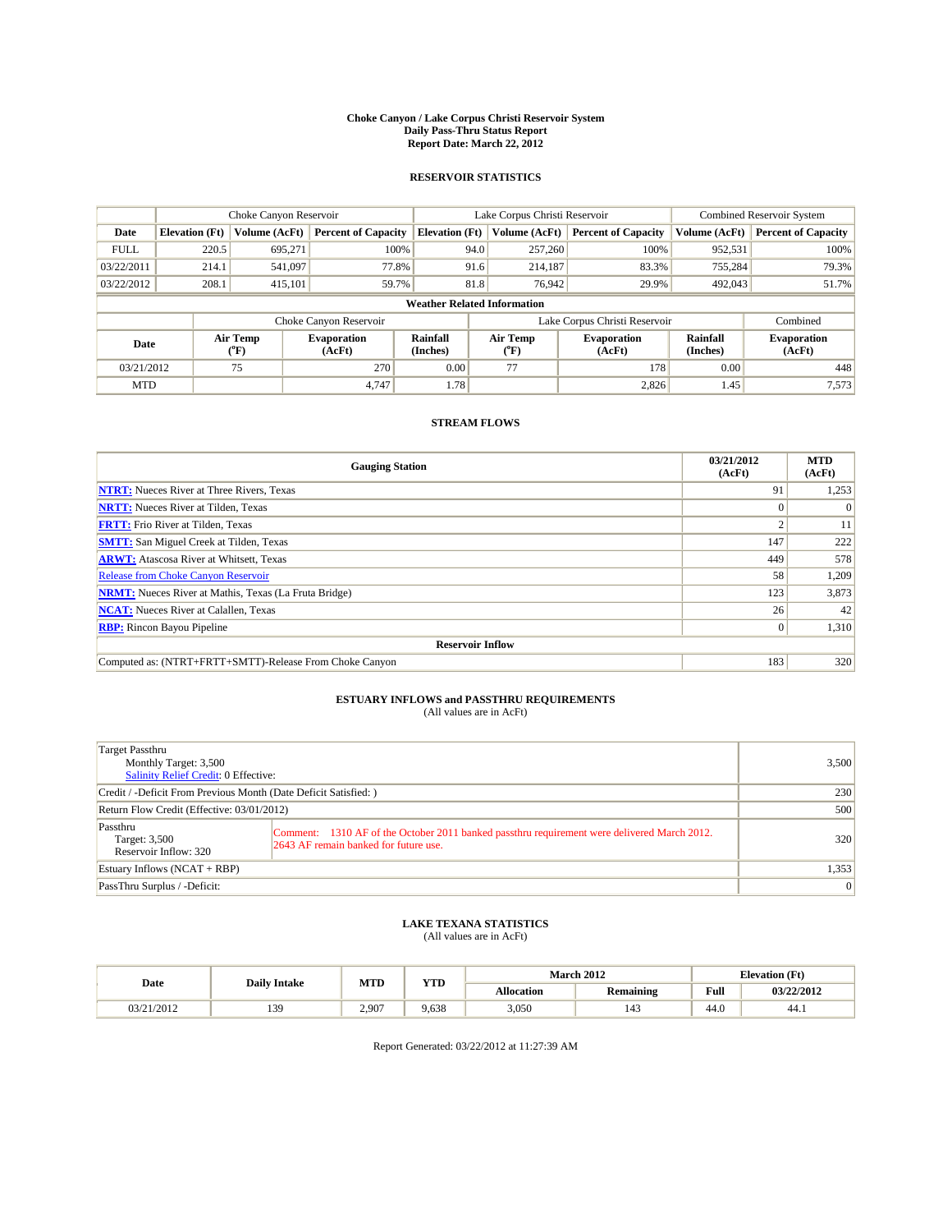# Choke Canyon / Lake Corpus Christi Reservoir System
## Daily Pass-Thru Status Report
## Report Date: March 22, 2012

### RESERVOIR STATISTICS

| | Choke Canyon Reservoir | | | Lake Corpus Christi Reservoir | | | Combined Reservoir System | |
|---|---|---|---|---|---|---|---|---|
| Date | Elevation (Ft) | Volume (AcFt) | Percent of Capacity | Elevation (Ft) | Volume (AcFt) | Percent of Capacity | Volume (AcFt) | Percent of Capacity |
| FULL | 220.5 | 695,271 | 100% | 94.0 | 257,260 | 100% | 952,531 | 100% |
| 03/22/2011 | 214.1 | 541,097 | 77.8% | 91.6 | 214,187 | 83.3% | 755,284 | 79.3% |
| 03/22/2012 | 208.1 | 415,101 | 59.7% | 81.8 | 76,942 | 29.9% | 492,043 | 51.7% |

**Weather Related Information**

| | Choke Canyon Reservoir | | | Lake Corpus Christi Reservoir | | | Combined |
|---|---|---|---|---|---|---|---|
| Date | Air Temp (°F) | Evaporation (AcFt) | Rainfall (Inches) | Air Temp (°F) | Evaporation (AcFt) | Rainfall (Inches) | Evaporation (AcFt) |
| 03/21/2012 | 75 | 270 | 0.00 | 77 | 178 | 0.00 | 448 |
| MTD | | 4,747 | 1.78 | | 2,826 | 1.45 | 7,573 |

### STREAM FLOWS

| Gauging Station | 03/21/2012 (AcFt) | MTD (AcFt) |
|---|---|---|
| NTRT: Nueces River at Three Rivers, Texas | 91 | 1,253 |
| NRTT: Nueces River at Tilden, Texas | 0 | 0 |
| FRTT: Frio River at Tilden, Texas | 2 | 11 |
| SMTT: San Miguel Creek at Tilden, Texas | 147 | 222 |
| ARWT: Atascosa River at Whitsett, Texas | 449 | 578 |
| Release from Choke Canyon Reservoir | 58 | 1,209 |
| NRMT: Nueces River at Mathis, Texas (La Fruta Bridge) | 123 | 3,873 |
| NCAT: Nueces River at Calallen, Texas | 26 | 42 |
| RBP: Rincon Bayou Pipeline | 0 | 1,310 |
| **Reservoir Inflow** | | |
| Computed as: (NTRT+FRTT+SMTT)-Release From Choke Canyon | 183 | 320 |

### ESTUARY INFLOWS and PASSTHRU REQUIREMENTS
(All values are in AcFt)

| | | |
|---|---|---|
| Target Passthru<br>Monthly Target: 3,500<br>Salinity Relief Credit: 0 Effective: | | 3,500 |
| Credit / -Deficit From Previous Month (Date Deficit Satisfied: ) | | 230 |
| Return Flow Credit (Effective: 03/01/2012) | | 500 |
| Passthru<br>Target: 3,500<br>Reservoir Inflow: 320 | Comment: 1310 AF of the October 2011 banked passthru requirement were delivered March 2012. 2643 AF remain banked for future use. | 320 |
| Estuary Inflows (NCAT + RBP) | | 1,353 |
| PassThru Surplus / -Deficit: | | 0 |

### LAKE TEXANA STATISTICS
(All values are in AcFt)

| Date | Daily Intake | MTD | YTD | March 2012 | | Elevation (Ft) | |
|---|---|---|---|---|---|---|---|
| | | | | Allocation | Remaining | Full | 03/22/2012 |
| 03/21/2012 | 139 | 2,907 | 9,638 | 3,050 | 143 | 44.0 | 44.1 |

Report Generated: 03/22/2012 at 11:27:39 AM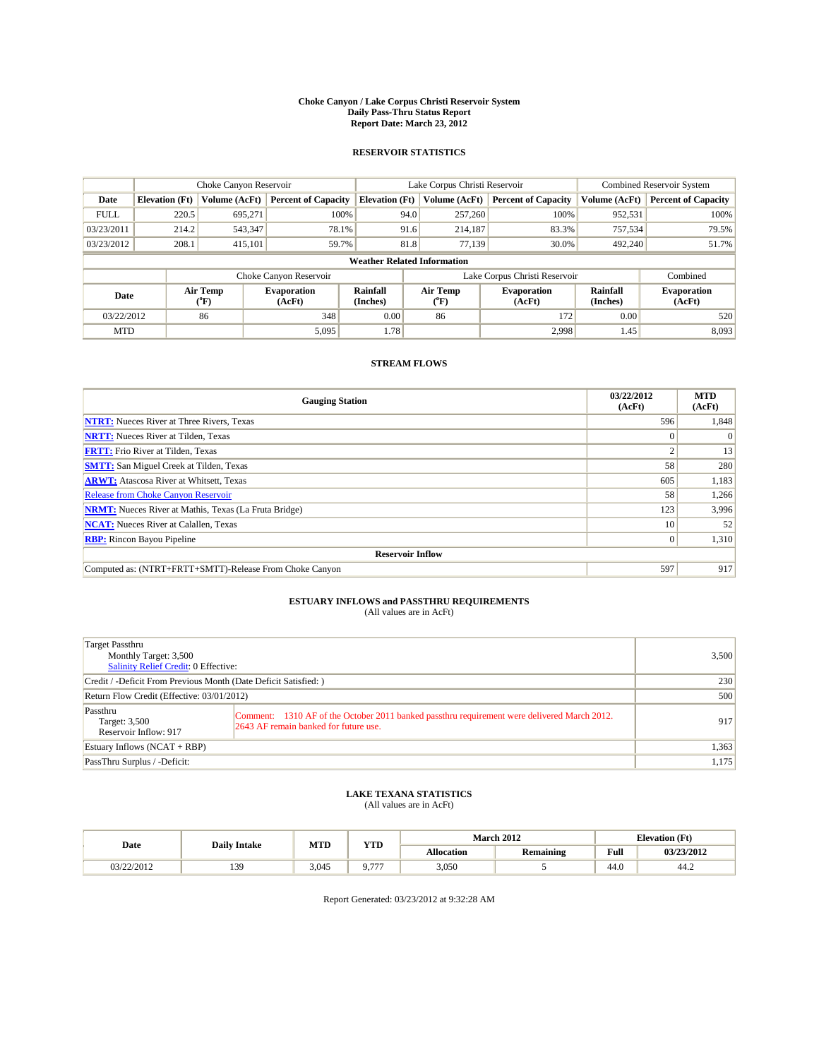# Choke Canyon / Lake Corpus Christi Reservoir System
## Daily Pass-Thru Status Report
## Report Date: March 23, 2012

### RESERVOIR STATISTICS

| | Choke Canyon Reservoir | | | Lake Corpus Christi Reservoir | | | Combined Reservoir System | |
|---|---|---|---|---|---|---|---|---|
| **Date** | **Elevation (Ft)** | **Volume (AcFt)** | **Percent of Capacity** | **Elevation (Ft)** | **Volume (AcFt)** | **Percent of Capacity** | **Volume (AcFt)** | **Percent of Capacity** |
| FULL | 220.5 | 695,271 | 100% | 94.0 | 257,260 | 100% | 952,531 | 100% |
| 03/23/2011 | 214.2 | 543,347 | 78.1% | 91.6 | 214,187 | 83.3% | 757,534 | 79.5% |
| 03/23/2012 | 208.1 | 415,101 | 59.7% | 81.8 | 77,139 | 30.0% | 492,240 | 51.7% |

**Weather Related Information**

| | Choke Canyon Reservoir | | | Lake Corpus Christi Reservoir | | | Combined |
|---|---|---|---|---|---|---|---|
| **Date** | **Air Temp (°F)** | **Evaporation (AcFt)** | **Rainfall (Inches)** | **Air Temp (°F)** | **Evaporation (AcFt)** | **Rainfall (Inches)** | **Evaporation (AcFt)** |
| 03/22/2012 | 86 | 348 | 0.00 | 86 | 172 | 0.00 | 520 |
| MTD | | 5,095 | 1.78 | | 2,998 | 1.45 | 8,093 |

### STREAM FLOWS

| Gauging Station | 03/22/2012 (AcFt) | MTD (AcFt) |
|---|---|---|
| **NTRT:** Nueces River at Three Rivers, Texas | 596 | 1,848 |
| **NRTT:** Nueces River at Tilden, Texas | 0 | 0 |
| **FRTT:** Frio River at Tilden, Texas | 2 | 13 |
| **SMTT:** San Miguel Creek at Tilden, Texas | 58 | 280 |
| **ARWT:** Atascosa River at Whitsett, Texas | 605 | 1,183 |
| Release from Choke Canyon Reservoir | 58 | 1,266 |
| **NRMT:** Nueces River at Mathis, Texas (La Fruta Bridge) | 123 | 3,996 |
| **NCAT:** Nueces River at Calallen, Texas | 10 | 52 |
| **RBP:** Rincon Bayou Pipeline | 0 | 1,310 |
| **Reservoir Inflow** | | |
| Computed as: (NTRT+FRTT+SMTT)-Release From Choke Canyon | 597 | 917 |

### ESTUARY INFLOWS and PASSTHRU REQUIREMENTS
(All values are in AcFt)

| | |
|---|---|
| Target Passthru<br>Monthly Target: 3,500<br>Salinity Relief Credit: 0 Effective: | 3,500 |
| Credit / -Deficit From Previous Month (Date Deficit Satisfied: ) | 230 |
| Return Flow Credit (Effective: 03/01/2012) | 500 |
| Passthru<br>Target: 3,500<br>Reservoir Inflow: 917<br>Comment: 1310 AF of the October 2011 banked passthru requirement were delivered March 2012. 2643 AF remain banked for future use. | 917 |
| Estuary Inflows (NCAT + RBP) | 1,363 |
| PassThru Surplus / -Deficit: | 1,175 |

### LAKE TEXANA STATISTICS
(All values are in AcFt)

| Date | Daily Intake | MTD | YTD | March 2012 | | Elevation (Ft) | |
|---|---|---|---|---|---|---|---|
| | | | | **Allocation** | **Remaining** | **Full** | **03/23/2012** |
| 03/22/2012 | 139 | 3,045 | 9,777 | 3,050 | 5 | 44.0 | 44.2 |

Report Generated: 03/23/2012 at 9:32:28 AM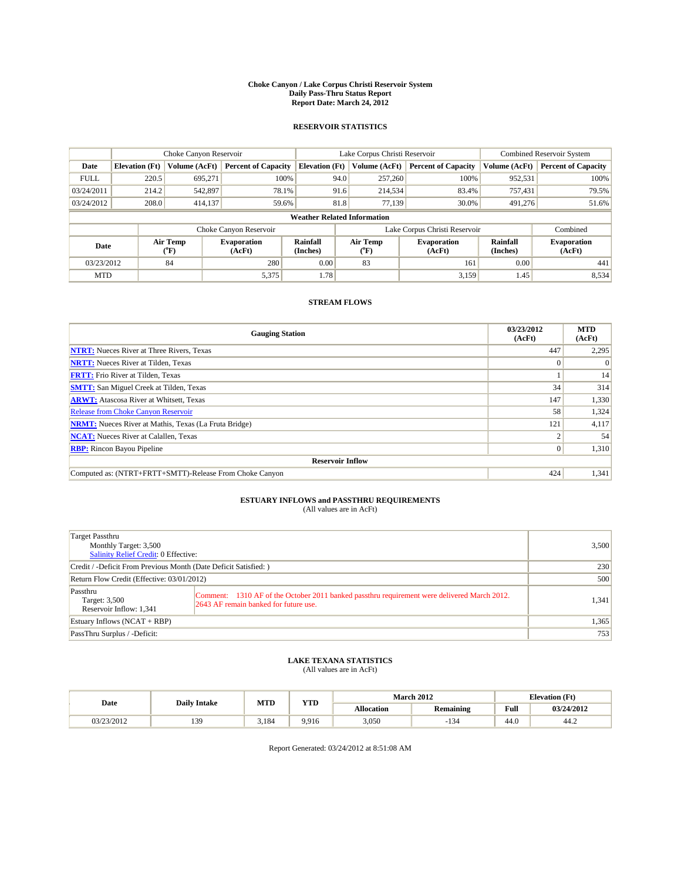# Choke Canyon / Lake Corpus Christi Reservoir System
## Daily Pass-Thru Status Report
## Report Date: March 24, 2012

### RESERVOIR STATISTICS

| | Choke Canyon Reservoir | | | Lake Corpus Christi Reservoir | | | Combined Reservoir System | |
|---|---|---|---|---|---|---|---|---|
| Date | Elevation (Ft) | Volume (AcFt) | Percent of Capacity | Elevation (Ft) | Volume (AcFt) | Percent of Capacity | Volume (AcFt) | Percent of Capacity |
| FULL | 220.5 | 695,271 | 100% | 94.0 | 257,260 | 100% | 952,531 | 100% |
| 03/24/2011 | 214.2 | 542,897 | 78.1% | 91.6 | 214,534 | 83.4% | 757,431 | 79.5% |
| 03/24/2012 | 208.0 | 414,137 | 59.6% | 81.8 | 77,139 | 30.0% | 491,276 | 51.6% |

**Weather Related Information**

| | Choke Canyon Reservoir | | | Lake Corpus Christi Reservoir | | | Combined |
|---|---|---|---|---|---|---|---|
| Date | Air Temp (°F) | Evaporation (AcFt) | Rainfall (Inches) | Air Temp (°F) | Evaporation (AcFt) | Rainfall (Inches) | Evaporation (AcFt) |
| 03/23/2012 | 84 | 280 | 0.00 | 83 | 161 | 0.00 | 441 |
| MTD | | 5,375 | 1.78 | | 3,159 | 1.45 | 8,534 |

### STREAM FLOWS

| Gauging Station | 03/23/2012 (AcFt) | MTD (AcFt) |
|---|---|---|
| NTRT: Nueces River at Three Rivers, Texas | 447 | 2,295 |
| NRTT: Nueces River at Tilden, Texas | 0 | 0 |
| FRTT: Frio River at Tilden, Texas | 1 | 14 |
| SMTT: San Miguel Creek at Tilden, Texas | 34 | 314 |
| ARWT: Atascosa River at Whitsett, Texas | 147 | 1,330 |
| Release from Choke Canyon Reservoir | 58 | 1,324 |
| NRMT: Nueces River at Mathis, Texas (La Fruta Bridge) | 121 | 4,117 |
| NCAT: Nueces River at Calallen, Texas | 2 | 54 |
| RBP: Rincon Bayou Pipeline | 0 | 1,310 |
| **Reservoir Inflow** | | |
| Computed as: (NTRT+FRTT+SMTT)-Release From Choke Canyon | 424 | 1,341 |

### ESTUARY INFLOWS and PASSTHRU REQUIREMENTS
(All values are in AcFt)

| | |
|---|---|
| Target Passthru<br>Monthly Target: 3,500<br>Salinity Relief Credit: 0 Effective: | 3,500 |
| Credit / -Deficit From Previous Month (Date Deficit Satisfied: ) | 230 |
| Return Flow Credit (Effective: 03/01/2012) | 500 |
| Passthru<br>Target: 3,500<br>Reservoir Inflow: 1,341<br>Comment: 1310 AF of the October 2011 banked passthru requirement were delivered March 2012. 2643 AF remain banked for future use. | 1,341 |
| Estuary Inflows (NCAT + RBP) | 1,365 |
| PassThru Surplus / -Deficit: | 753 |

### LAKE TEXANA STATISTICS
(All values are in AcFt)

| Date | Daily Intake | MTD | YTD | March 2012 | | Elevation (Ft) | |
|---|---|---|---|---|---|---|---|
| | | | | Allocation | Remaining | Full | 03/24/2012 |
| 03/23/2012 | 139 | 3,184 | 9,916 | 3,050 | -134 | 44.0 | 44.2 |

Report Generated: 03/24/2012 at 8:51:08 AM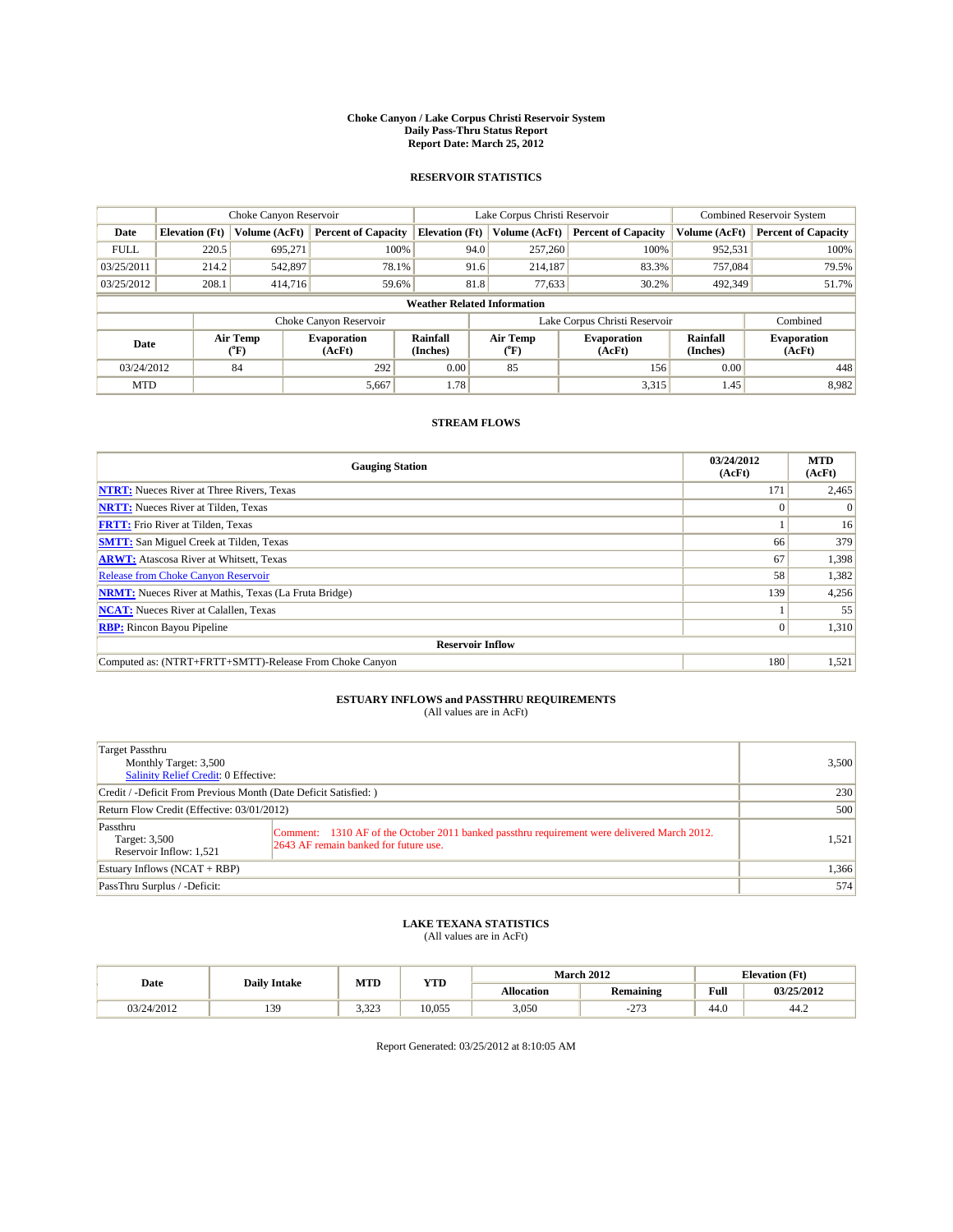# Choke Canyon / Lake Corpus Christi Reservoir System
## Daily Pass-Thru Status Report
## Report Date: March 25, 2012

### RESERVOIR STATISTICS

| | Choke Canyon Reservoir | | | Lake Corpus Christi Reservoir | | | Combined Reservoir System | |
|---|---|---|---|---|---|---|---|---|
| Date | Elevation (Ft) | Volume (AcFt) | Percent of Capacity | Elevation (Ft) | Volume (AcFt) | Percent of Capacity | Volume (AcFt) | Percent of Capacity |
| FULL | 220.5 | 695,271 | 100% | 94.0 | 257,260 | 100% | 952,531 | 100% |
| 03/25/2011 | 214.2 | 542,897 | 78.1% | 91.6 | 214,187 | 83.3% | 757,084 | 79.5% |
| 03/25/2012 | 208.1 | 414,716 | 59.6% | 81.8 | 77,633 | 30.2% | 492,349 | 51.7% |

**Weather Related Information**

| | Choke Canyon Reservoir | | | Lake Corpus Christi Reservoir | | | Combined |
|---|---|---|---|---|---|---|---|
| Date | Air Temp (°F) | Evaporation (AcFt) | Rainfall (Inches) | Air Temp (°F) | Evaporation (AcFt) | Rainfall (Inches) | Evaporation (AcFt) |
| 03/24/2012 | 84 | 292 | 0.00 | 85 | 156 | 0.00 | 448 |
| MTD | | 5,667 | 1.78 | | 3,315 | 1.45 | 8,982 |

### STREAM FLOWS

| Gauging Station | 03/24/2012 (AcFt) | MTD (AcFt) |
|---|---|---|
| **NTRT:** Nueces River at Three Rivers, Texas | 171 | 2,465 |
| **NRTT:** Nueces River at Tilden, Texas | 0 | 0 |
| **FRTT:** Frio River at Tilden, Texas | 1 | 16 |
| **SMTT:** San Miguel Creek at Tilden, Texas | 66 | 379 |
| **ARWT:** Atascosa River at Whitsett, Texas | 67 | 1,398 |
| Release from Choke Canyon Reservoir | 58 | 1,382 |
| **NRMT:** Nueces River at Mathis, Texas (La Fruta Bridge) | 139 | 4,256 |
| **NCAT:** Nueces River at Calallen, Texas | 1 | 55 |
| **RBP:** Rincon Bayou Pipeline | 0 | 1,310 |
| **Reservoir Inflow** | | |
| Computed as: (NTRT+FRTT+SMTT)-Release From Choke Canyon | 180 | 1,521 |

### ESTUARY INFLOWS and PASSTHRU REQUIREMENTS
(All values are in AcFt)

| | |
|---|---|
| Target Passthru<br>Monthly Target: 3,500<br>Salinity Relief Credit: 0 Effective: | 3,500 |
| Credit / -Deficit From Previous Month (Date Deficit Satisfied: ) | 230 |
| Return Flow Credit (Effective: 03/01/2012) | 500 |
| Passthru<br>Target: 3,500<br>Reservoir Inflow: 1,521<br>Comment: 1310 AF of the October 2011 banked passthru requirement were delivered March 2012. 2643 AF remain banked for future use. | 1,521 |
| Estuary Inflows (NCAT + RBP) | 1,366 |
| PassThru Surplus / -Deficit: | 574 |

### LAKE TEXANA STATISTICS
(All values are in AcFt)

| Date | Daily Intake | MTD | YTD | March 2012 | | Elevation (Ft) | |
|---|---|---|---|---|---|---|---|
| | | | | Allocation | Remaining | Full | 03/25/2012 |
| 03/24/2012 | 139 | 3,323 | 10,055 | 3,050 | -273 | 44.0 | 44.2 |

Report Generated: 03/25/2012 at 8:10:05 AM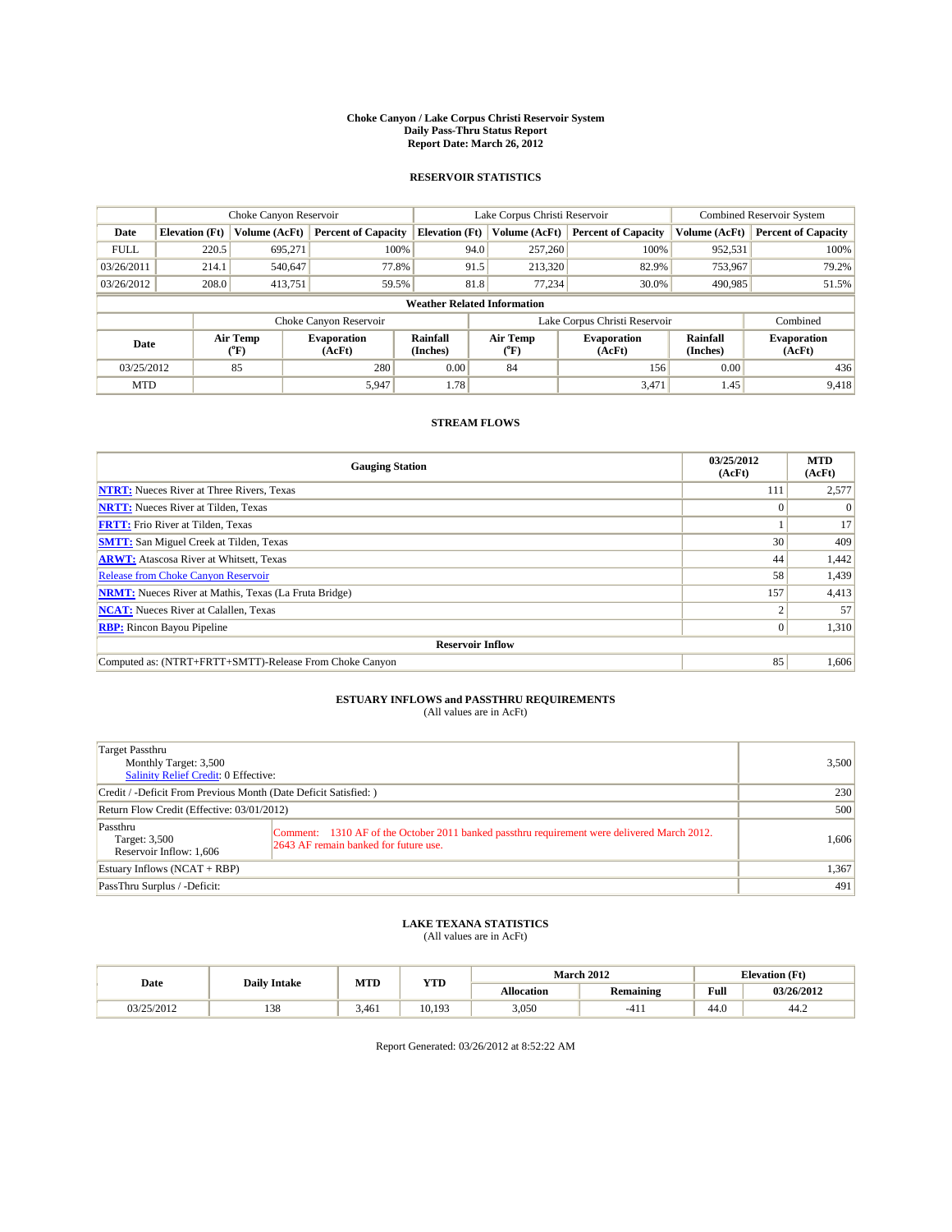# Choke Canyon / Lake Corpus Christi Reservoir System
## Daily Pass-Thru Status Report
### Report Date: March 26, 2012

## RESERVOIR STATISTICS

| | Choke Canyon Reservoir | | | Lake Corpus Christi Reservoir | | | Combined Reservoir System | |
|---|---|---|---|---|---|---|---|---|
| Date | Elevation (Ft) | Volume (AcFt) | Percent of Capacity | Elevation (Ft) | Volume (AcFt) | Percent of Capacity | Volume (AcFt) | Percent of Capacity |
| FULL | 220.5 | 695,271 | 100% | 94.0 | 257,260 | 100% | 952,531 | 100% |
| 03/26/2011 | 214.1 | 540,647 | 77.8% | 91.5 | 213,320 | 82.9% | 753,967 | 79.2% |
| 03/26/2012 | 208.0 | 413,751 | 59.5% | 81.8 | 77,234 | 30.0% | 490,985 | 51.5% |

**Weather Related Information**

| | Choke Canyon Reservoir | | | Lake Corpus Christi Reservoir | | | Combined |
|---|---|---|---|---|---|---|---|
| Date | Air Temp (°F) | Evaporation (AcFt) | Rainfall (Inches) | Air Temp (°F) | Evaporation (AcFt) | Rainfall (Inches) | Evaporation (AcFt) |
| 03/25/2012 | 85 | 280 | 0.00 | 84 | 156 | 0.00 | 436 |
| MTD | | 5,947 | 1.78 | | 3,471 | 1.45 | 9,418 |

## STREAM FLOWS

| Gauging Station | 03/25/2012 (AcFt) | MTD (AcFt) |
|---|---|---|
| NTRT: Nueces River at Three Rivers, Texas | 111 | 2,577 |
| NRTT: Nueces River at Tilden, Texas | 0 | 0 |
| FRTT: Frio River at Tilden, Texas | 1 | 17 |
| SMTT: San Miguel Creek at Tilden, Texas | 30 | 409 |
| ARWT: Atascosa River at Whitsett, Texas | 44 | 1,442 |
| Release from Choke Canyon Reservoir | 58 | 1,439 |
| NRMT: Nueces River at Mathis, Texas (La Fruta Bridge) | 157 | 4,413 |
| NCAT: Nueces River at Calallen, Texas | 2 | 57 |
| RBP: Rincon Bayou Pipeline | 0 | 1,310 |
| **Reservoir Inflow** | | |
| Computed as: (NTRT+FRTT+SMTT)-Release From Choke Canyon | 85 | 1,606 |

## ESTUARY INFLOWS and PASSTHRU REQUIREMENTS
(All values are in AcFt)

| | |
|---|---|
| Target Passthru<br>Monthly Target: 3,500<br>Salinity Relief Credit: 0 Effective: | 3,500 |
| Credit / -Deficit From Previous Month (Date Deficit Satisfied: ) | 230 |
| Return Flow Credit (Effective: 03/01/2012) | 500 |
| Passthru<br>Target: 3,500<br>Reservoir Inflow: 1,606<br>Comment: 1310 AF of the October 2011 banked passthru requirement were delivered March 2012. 2643 AF remain banked for future use. | 1,606 |
| Estuary Inflows (NCAT + RBP) | 1,367 |
| PassThru Surplus / -Deficit: | 491 |

## LAKE TEXANA STATISTICS
(All values are in AcFt)

| Date | Daily Intake | MTD | YTD | March 2012 | | Elevation (Ft) | |
|---|---|---|---|---|---|---|---|
| | | | | Allocation | Remaining | Full | 03/26/2012 |
| 03/25/2012 | 138 | 3,461 | 10,193 | 3,050 | -411 | 44.0 | 44.2 |

Report Generated: 03/26/2012 at 8:52:22 AM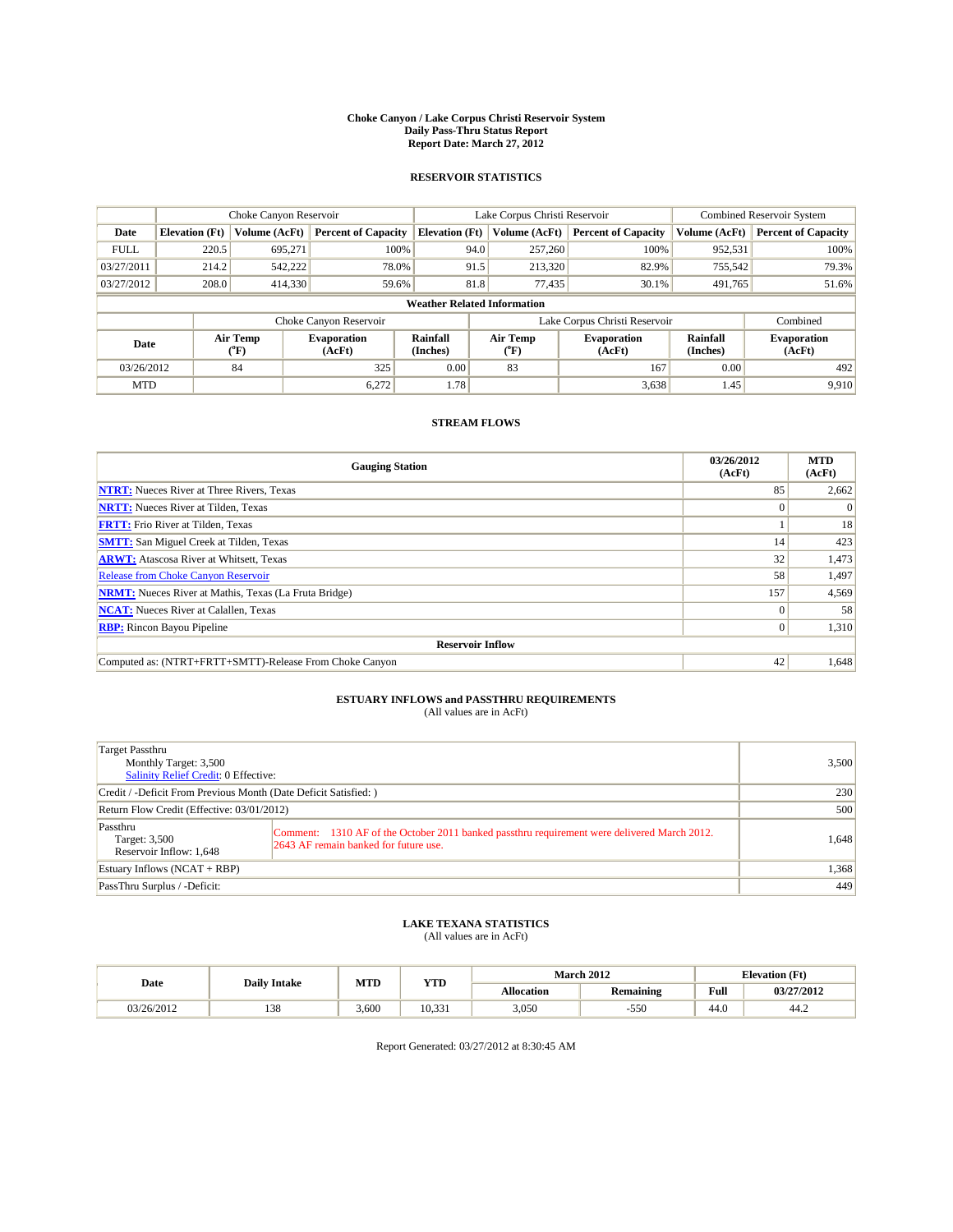# Choke Canyon / Lake Corpus Christi Reservoir System
## Daily Pass-Thru Status Report
## Report Date: March 27, 2012

### RESERVOIR STATISTICS

| | Choke Canyon Reservoir | | | Lake Corpus Christi Reservoir | | | Combined Reservoir System | |
|---|---|---|---|---|---|---|---|---|
| Date | Elevation (Ft) | Volume (AcFt) | Percent of Capacity | Elevation (Ft) | Volume (AcFt) | Percent of Capacity | Volume (AcFt) | Percent of Capacity |
| FULL | 220.5 | 695,271 | 100% | 94.0 | 257,260 | 100% | 952,531 | 100% |
| 03/27/2011 | 214.2 | 542,222 | 78.0% | 91.5 | 213,320 | 82.9% | 755,542 | 79.3% |
| 03/27/2012 | 208.0 | 414,330 | 59.6% | 81.8 | 77,435 | 30.1% | 491,765 | 51.6% |

**Weather Related Information**

| | Choke Canyon Reservoir | | | Lake Corpus Christi Reservoir | | | Combined |
|---|---|---|---|---|---|---|---|
| Date | Air Temp (°F) | Evaporation (AcFt) | Rainfall (Inches) | Air Temp (°F) | Evaporation (AcFt) | Rainfall (Inches) | Evaporation (AcFt) |
| 03/26/2012 | 84 | 325 | 0.00 | 83 | 167 | 0.00 | 492 |
| MTD | | 6,272 | 1.78 | | 3,638 | 1.45 | 9,910 |

### STREAM FLOWS

| Gauging Station | 03/26/2012 (AcFt) | MTD (AcFt) |
|---|---|---|
| NTRT: Nueces River at Three Rivers, Texas | 85 | 2,662 |
| NRTT: Nueces River at Tilden, Texas | 0 | 0 |
| FRTT: Frio River at Tilden, Texas | 1 | 18 |
| SMTT: San Miguel Creek at Tilden, Texas | 14 | 423 |
| ARWT: Atascosa River at Whitsett, Texas | 32 | 1,473 |
| Release from Choke Canyon Reservoir | 58 | 1,497 |
| NRMT: Nueces River at Mathis, Texas (La Fruta Bridge) | 157 | 4,569 |
| NCAT: Nueces River at Calallen, Texas | 0 | 58 |
| RBP: Rincon Bayou Pipeline | 0 | 1,310 |
| **Reservoir Inflow** | | |
| Computed as: (NTRT+FRTT+SMTT)-Release From Choke Canyon | 42 | 1,648 |

### ESTUARY INFLOWS and PASSTHRU REQUIREMENTS
(All values are in AcFt)

| | |
|---|---|
| Target Passthru<br>Monthly Target: 3,500<br>Salinity Relief Credit: 0 Effective: | 3,500 |
| Credit / -Deficit From Previous Month (Date Deficit Satisfied: ) | 230 |
| Return Flow Credit (Effective: 03/01/2012) | 500 |
| Passthru<br>Target: 3,500<br>Reservoir Inflow: 1,648<br>Comment: 1310 AF of the October 2011 banked passthru requirement were delivered March 2012. 2643 AF remain banked for future use. | 1,648 |
| Estuary Inflows (NCAT + RBP) | 1,368 |
| PassThru Surplus / -Deficit: | 449 |

### LAKE TEXANA STATISTICS
(All values are in AcFt)

| Date | Daily Intake | MTD | YTD | March 2012 | | Elevation (Ft) | |
|---|---|---|---|---|---|---|---|
| | | | | Allocation | Remaining | Full | 03/27/2012 |
| 03/26/2012 | 138 | 3,600 | 10,331 | 3,050 | -550 | 44.0 | 44.2 |

Report Generated: 03/27/2012 at 8:30:45 AM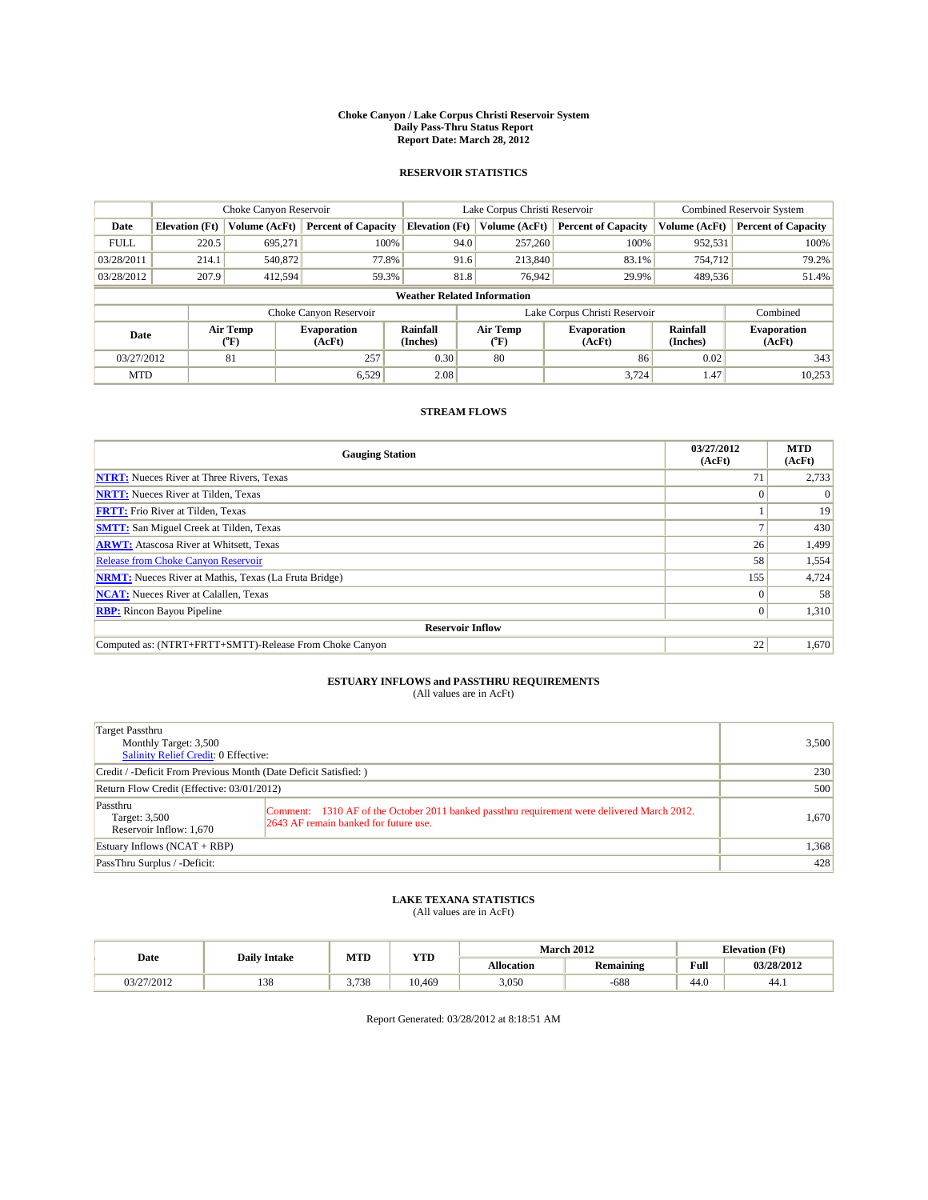**Choke Canyon / Lake Corpus Christi Reservoir System**
**Daily Pass-Thru Status Report**
**Report Date: March 28, 2012**

## RESERVOIR STATISTICS

| | Choke Canyon Reservoir | | | Lake Corpus Christi Reservoir | | | Combined Reservoir System | |
|---|---|---|---|---|---|---|---|---|
| **Date** | **Elevation (Ft)** | **Volume (AcFt)** | **Percent of Capacity** | **Elevation (Ft)** | **Volume (AcFt)** | **Percent of Capacity** | **Volume (AcFt)** | **Percent of Capacity** |
| FULL | 220.5 | 695,271 | 100% | 94.0 | 257,260 | 100% | 952,531 | 100% |
| 03/28/2011 | 214.1 | 540,872 | 77.8% | 91.6 | 213,840 | 83.1% | 754,712 | 79.2% |
| 03/28/2012 | 207.9 | 412,594 | 59.3% | 81.8 | 76,942 | 29.9% | 489,536 | 51.4% |

**Weather Related Information**

| | Choke Canyon Reservoir | | | Lake Corpus Christi Reservoir | | | Combined |
|---|---|---|---|---|---|---|---|
| **Date** | **Air Temp (°F)** | **Evaporation (AcFt)** | **Rainfall (Inches)** | **Air Temp (°F)** | **Evaporation (AcFt)** | **Rainfall (Inches)** | **Evaporation (AcFt)** |
| 03/27/2012 | 81 | 257 | 0.30 | 80 | 86 | 0.02 | 343 |
| MTD | | 6,529 | 2.08 | | 3,724 | 1.47 | 10,253 |

## STREAM FLOWS

| Gauging Station | 03/27/2012 (AcFt) | MTD (AcFt) |
|---|---|---|
| **NTRT:** Nueces River at Three Rivers, Texas | 71 | 2,733 |
| **NRTT:** Nueces River at Tilden, Texas | 0 | 0 |
| **FRTT:** Frio River at Tilden, Texas | 1 | 19 |
| **SMTT:** San Miguel Creek at Tilden, Texas | 7 | 430 |
| **ARWT:** Atascosa River at Whitsett, Texas | 26 | 1,499 |
| Release from Choke Canyon Reservoir | 58 | 1,554 |
| **NRMT:** Nueces River at Mathis, Texas (La Fruta Bridge) | 155 | 4,724 |
| **NCAT:** Nueces River at Calallen, Texas | 0 | 58 |
| **RBP:** Rincon Bayou Pipeline | 0 | 1,310 |
| **Reservoir Inflow** | | |
| Computed as: (NTRT+FRTT+SMTT)-Release From Choke Canyon | 22 | 1,670 |

## ESTUARY INFLOWS and PASSTHRU REQUIREMENTS

(All values are in AcFt)

| | |
|---|---|
| Target Passthru<br>Monthly Target: 3,500<br>Salinity Relief Credit: 0 Effective: | 3,500 |
| Credit / -Deficit From Previous Month (Date Deficit Satisfied: ) | 230 |
| Return Flow Credit (Effective: 03/01/2012) | 500 |
| Passthru<br>Target: 3,500<br>Reservoir Inflow: 1,670<br>Comment: 1310 AF of the October 2011 banked passthru requirement were delivered March 2012. 2643 AF remain banked for future use. | 1,670 |
| Estuary Inflows (NCAT + RBP) | 1,368 |
| PassThru Surplus / -Deficit: | 428 |

## LAKE TEXANA STATISTICS

(All values are in AcFt)

| Date | Daily Intake | MTD | YTD | March 2012 | | Elevation (Ft) | |
|---|---|---|---|---|---|---|---|
| | | | | **Allocation** | **Remaining** | **Full** | **03/28/2012** |
| 03/27/2012 | 138 | 3,738 | 10,469 | 3,050 | -688 | 44.0 | 44.1 |

Report Generated: 03/28/2012 at 8:18:51 AM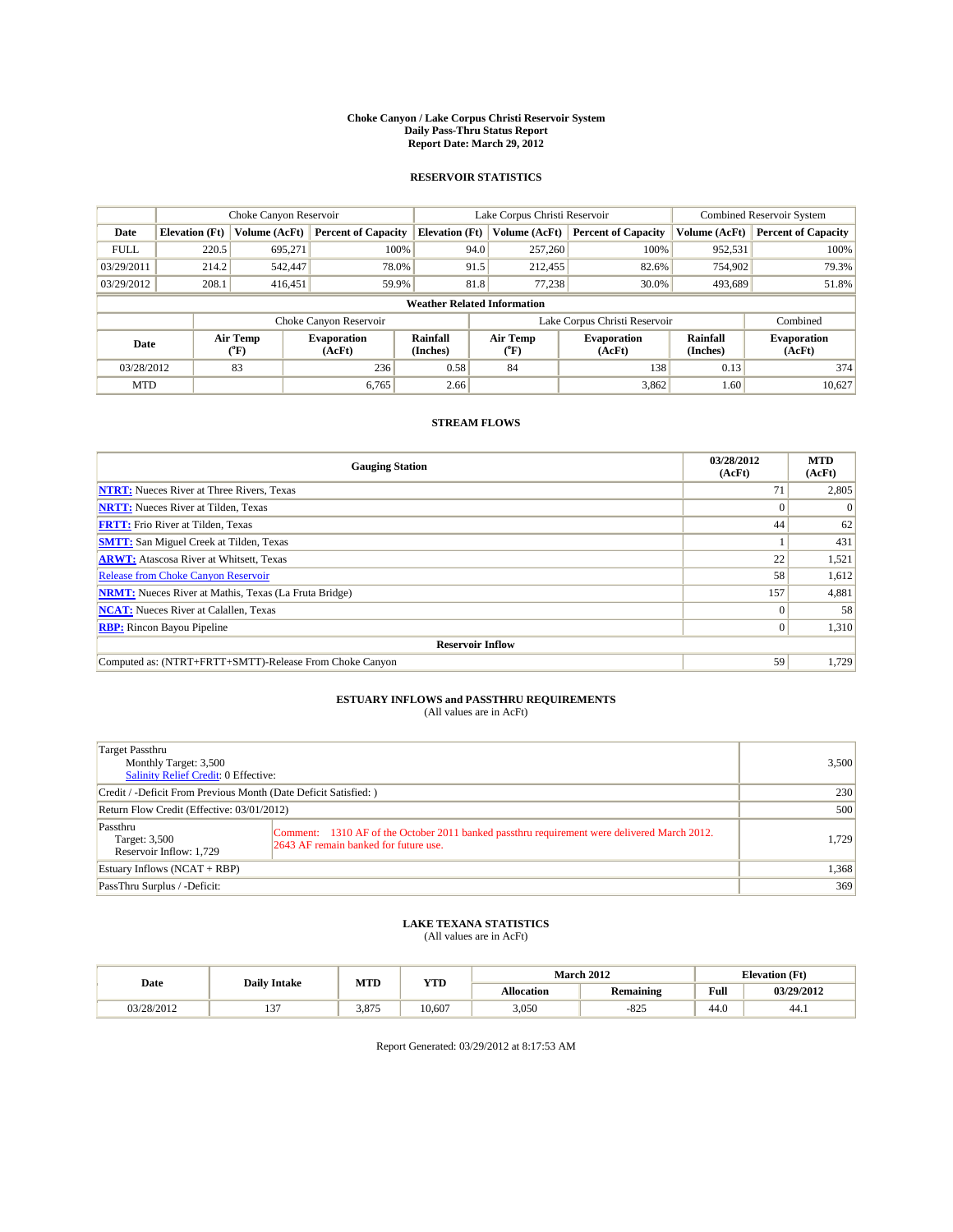# Choke Canyon / Lake Corpus Christi Reservoir System
## Daily Pass-Thru Status Report
## Report Date: March 29, 2012

### RESERVOIR STATISTICS

| | Choke Canyon Reservoir | | | Lake Corpus Christi Reservoir | | | Combined Reservoir System | |
|---|---|---|---|---|---|---|---|---|
| Date | Elevation (Ft) | Volume (AcFt) | Percent of Capacity | Elevation (Ft) | Volume (AcFt) | Percent of Capacity | Volume (AcFt) | Percent of Capacity |
| FULL | 220.5 | 695,271 | 100% | 94.0 | 257,260 | 100% | 952,531 | 100% |
| 03/29/2011 | 214.2 | 542,447 | 78.0% | 91.5 | 212,455 | 82.6% | 754,902 | 79.3% |
| 03/29/2012 | 208.1 | 416,451 | 59.9% | 81.8 | 77,238 | 30.0% | 493,689 | 51.8% |

**Weather Related Information**

| | Choke Canyon Reservoir | | | Lake Corpus Christi Reservoir | | | Combined |
|---|---|---|---|---|---|---|---|
| Date | Air Temp (°F) | Evaporation (AcFt) | Rainfall (Inches) | Air Temp (°F) | Evaporation (AcFt) | Rainfall (Inches) | Evaporation (AcFt) |
| 03/28/2012 | 83 | 236 | 0.58 | 84 | 138 | 0.13 | 374 |
| MTD | | 6,765 | 2.66 | | 3,862 | 1.60 | 10,627 |

### STREAM FLOWS

| Gauging Station | 03/28/2012 (AcFt) | MTD (AcFt) |
|---|---|---|
| NTRT: Nueces River at Three Rivers, Texas | 71 | 2,805 |
| NRTT: Nueces River at Tilden, Texas | 0 | 0 |
| FRTT: Frio River at Tilden, Texas | 44 | 62 |
| SMTT: San Miguel Creek at Tilden, Texas | 1 | 431 |
| ARWT: Atascosa River at Whitsett, Texas | 22 | 1,521 |
| Release from Choke Canyon Reservoir | 58 | 1,612 |
| NRMT: Nueces River at Mathis, Texas (La Fruta Bridge) | 157 | 4,881 |
| NCAT: Nueces River at Calallen, Texas | 0 | 58 |
| RBP: Rincon Bayou Pipeline | 0 | 1,310 |
| **Reservoir Inflow** | | |
| Computed as: (NTRT+FRTT+SMTT)-Release From Choke Canyon | 59 | 1,729 |

### ESTUARY INFLOWS and PASSTHRU REQUIREMENTS
(All values are in AcFt)

| | | |
|---|---|---|
| Target Passthru<br>Monthly Target: 3,500<br>Salinity Relief Credit: 0 Effective: | | 3,500 |
| Credit / -Deficit From Previous Month (Date Deficit Satisfied: ) | | 230 |
| Return Flow Credit (Effective: 03/01/2012) | | 500 |
| Passthru<br>Target: 3,500<br>Reservoir Inflow: 1,729 | Comment: 1310 AF of the October 2011 banked passthru requirement were delivered March 2012. 2643 AF remain banked for future use. | 1,729 |
| Estuary Inflows (NCAT + RBP) | | 1,368 |
| PassThru Surplus / -Deficit: | | 369 |

### LAKE TEXANA STATISTICS
(All values are in AcFt)

| Date | Daily Intake | MTD | YTD | March 2012 | | Elevation (Ft) | |
|---|---|---|---|---|---|---|---|
| | | | | Allocation | Remaining | Full | 03/29/2012 |
| 03/28/2012 | 137 | 3,875 | 10,607 | 3,050 | -825 | 44.0 | 44.1 |

Report Generated: 03/29/2012 at 8:17:53 AM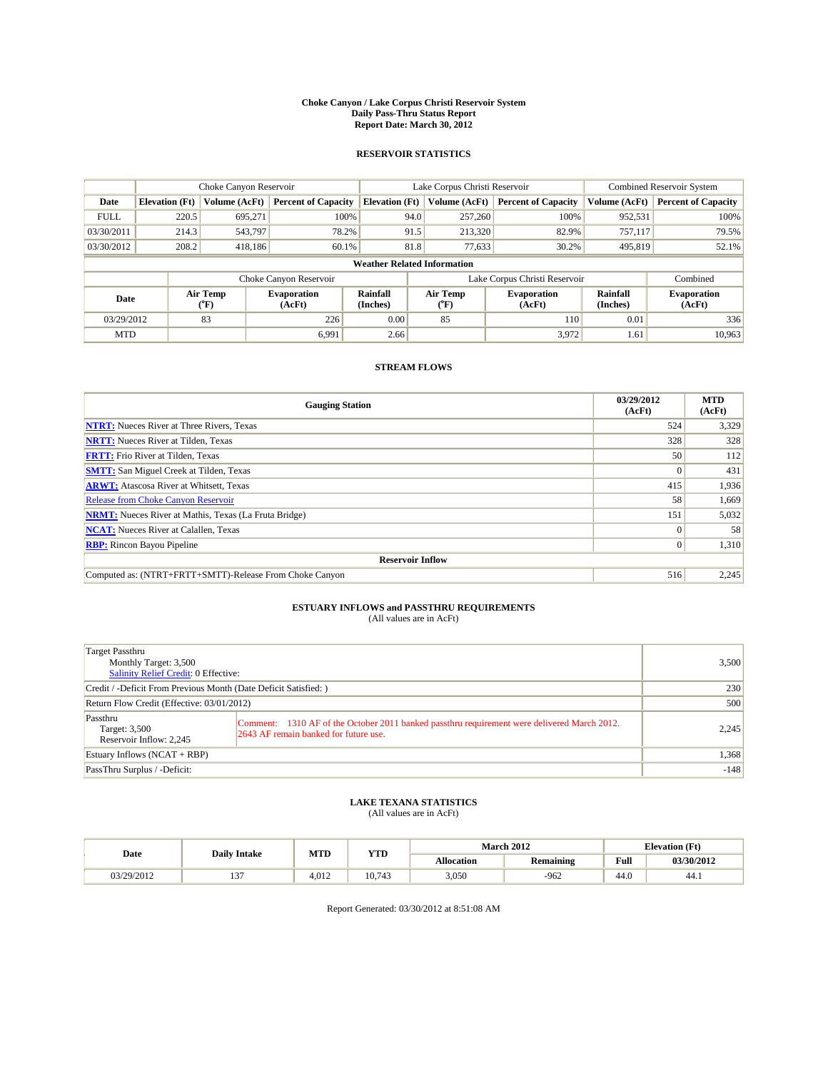# Choke Canyon / Lake Corpus Christi Reservoir System
## Daily Pass-Thru Status Report
### Report Date: March 30, 2012

## RESERVOIR STATISTICS

| | Choke Canyon Reservoir | | | Lake Corpus Christi Reservoir | | | Combined Reservoir System | |
|---|---|---|---|---|---|---|---|---|
| Date | Elevation (Ft) | Volume (AcFt) | Percent of Capacity | Elevation (Ft) | Volume (AcFt) | Percent of Capacity | Volume (AcFt) | Percent of Capacity |
| FULL | 220.5 | 695,271 | 100% | 94.0 | 257,260 | 100% | 952,531 | 100% |
| 03/30/2011 | 214.3 | 543,797 | 78.2% | 91.5 | 213,320 | 82.9% | 757,117 | 79.5% |
| 03/30/2012 | 208.2 | 418,186 | 60.1% | 81.8 | 77,633 | 30.2% | 495,819 | 52.1% |

**Weather Related Information**

| | Choke Canyon Reservoir | | | Lake Corpus Christi Reservoir | | | Combined |
|---|---|---|---|---|---|---|---|
| Date | Air Temp (°F) | Evaporation (AcFt) | Rainfall (Inches) | Air Temp (°F) | Evaporation (AcFt) | Rainfall (Inches) | Evaporation (AcFt) |
| 03/29/2012 | 83 | 226 | 0.00 | 85 | 110 | 0.01 | 336 |
| MTD | | 6,991 | 2.66 | | 3,972 | 1.61 | 10,963 |

## STREAM FLOWS

| Gauging Station | 03/29/2012 (AcFt) | MTD (AcFt) |
|---|---|---|
| NTRT: Nueces River at Three Rivers, Texas | 524 | 3,329 |
| NRTT: Nueces River at Tilden, Texas | 328 | 328 |
| FRTT: Frio River at Tilden, Texas | 50 | 112 |
| SMTT: San Miguel Creek at Tilden, Texas | 0 | 431 |
| ARWT: Atascosa River at Whitsett, Texas | 415 | 1,936 |
| Release from Choke Canyon Reservoir | 58 | 1,669 |
| NRMT: Nueces River at Mathis, Texas (La Fruta Bridge) | 151 | 5,032 |
| NCAT: Nueces River at Calallen, Texas | 0 | 58 |
| RBP: Rincon Bayou Pipeline | 0 | 1,310 |
| **Reservoir Inflow** | | |
| Computed as: (NTRT+FRTT+SMTT)-Release From Choke Canyon | 516 | 2,245 |

## ESTUARY INFLOWS and PASSTHRU REQUIREMENTS
(All values are in AcFt)

| | |
|---|---|
| Target Passthru<br>Monthly Target: 3,500<br>Salinity Relief Credit: 0 Effective: | 3,500 |
| Credit / -Deficit From Previous Month (Date Deficit Satisfied: ) | 230 |
| Return Flow Credit (Effective: 03/01/2012) | 500 |
| Passthru<br>Target: 3,500<br>Reservoir Inflow: 2,245<br>Comment: 1310 AF of the October 2011 banked passthru requirement were delivered March 2012. 2643 AF remain banked for future use. | 2,245 |
| Estuary Inflows (NCAT + RBP) | 1,368 |
| PassThru Surplus / -Deficit: | -148 |

## LAKE TEXANA STATISTICS
(All values are in AcFt)

| Date | Daily Intake | MTD | YTD | March 2012 | | Elevation (Ft) | |
|---|---|---|---|---|---|---|---|
| | | | | Allocation | Remaining | Full | 03/30/2012 |
| 03/29/2012 | 137 | 4,012 | 10,743 | 3,050 | -962 | 44.0 | 44.1 |

Report Generated: 03/30/2012 at 8:51:08 AM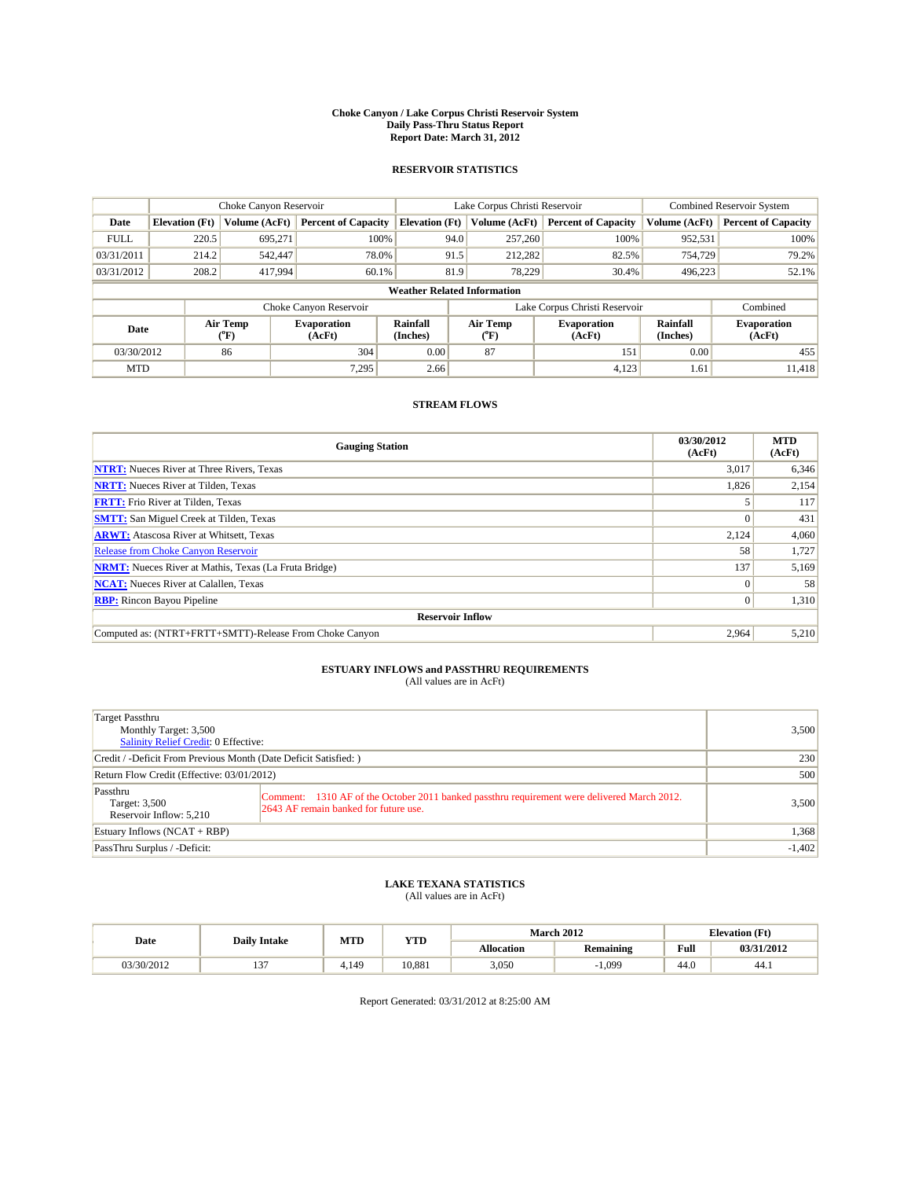# Choke Canyon / Lake Corpus Christi Reservoir System
## Daily Pass-Thru Status Report
## Report Date: March 31, 2012

### RESERVOIR STATISTICS

| | Choke Canyon Reservoir | | | Lake Corpus Christi Reservoir | | | Combined Reservoir System | |
|---|---|---|---|---|---|---|---|---|
| Date | Elevation (Ft) | Volume (AcFt) | Percent of Capacity | Elevation (Ft) | Volume (AcFt) | Percent of Capacity | Volume (AcFt) | Percent of Capacity |
| FULL | 220.5 | 695,271 | 100% | 94.0 | 257,260 | 100% | 952,531 | 100% |
| 03/31/2011 | 214.2 | 542,447 | 78.0% | 91.5 | 212,282 | 82.5% | 754,729 | 79.2% |
| 03/31/2012 | 208.2 | 417,994 | 60.1% | 81.9 | 78,229 | 30.4% | 496,223 | 52.1% |

**Weather Related Information**

| | Choke Canyon Reservoir | | | Lake Corpus Christi Reservoir | | | Combined |
|---|---|---|---|---|---|---|---|
| Date | Air Temp (°F) | Evaporation (AcFt) | Rainfall (Inches) | Air Temp (°F) | Evaporation (AcFt) | Rainfall (Inches) | Evaporation (AcFt) |
| 03/30/2012 | 86 | 304 | 0.00 | 87 | 151 | 0.00 | 455 |
| MTD | | 7,295 | 2.66 | | 4,123 | 1.61 | 11,418 |

### STREAM FLOWS

| Gauging Station | 03/30/2012 (AcFt) | MTD (AcFt) |
|---|---|---|
| NTRT: Nueces River at Three Rivers, Texas | 3,017 | 6,346 |
| NRTT: Nueces River at Tilden, Texas | 1,826 | 2,154 |
| FRTT: Frio River at Tilden, Texas | 5 | 117 |
| SMTT: San Miguel Creek at Tilden, Texas | 0 | 431 |
| ARWT: Atascosa River at Whitsett, Texas | 2,124 | 4,060 |
| Release from Choke Canyon Reservoir | 58 | 1,727 |
| NRMT: Nueces River at Mathis, Texas (La Fruta Bridge) | 137 | 5,169 |
| NCAT: Nueces River at Calallen, Texas | 0 | 58 |
| RBP: Rincon Bayou Pipeline | 0 | 1,310 |
| **Reservoir Inflow** | | |
| Computed as: (NTRT+FRTT+SMTT)-Release From Choke Canyon | 2,964 | 5,210 |

### ESTUARY INFLOWS and PASSTHRU REQUIREMENTS
(All values are in AcFt)

| | | |
|---|---|---|
| Target Passthru<br>Monthly Target: 3,500<br>Salinity Relief Credit: 0 Effective: | | 3,500 |
| Credit / -Deficit From Previous Month (Date Deficit Satisfied: ) | | 230 |
| Return Flow Credit (Effective: 03/01/2012) | | 500 |
| Passthru<br>Target: 3,500<br>Reservoir Inflow: 5,210 | Comment: 1310 AF of the October 2011 banked passthru requirement were delivered March 2012. 2643 AF remain banked for future use. | 3,500 |
| Estuary Inflows (NCAT + RBP) | | 1,368 |
| PassThru Surplus / -Deficit: | | -1,402 |

### LAKE TEXANA STATISTICS
(All values are in AcFt)

| Date | Daily Intake | MTD | YTD | March 2012 | | Elevation (Ft) | |
|---|---|---|---|---|---|---|---|
| | | | | Allocation | Remaining | Full | 03/31/2012 |
| 03/30/2012 | 137 | 4,149 | 10,881 | 3,050 | -1,099 | 44.0 | 44.1 |

Report Generated: 03/31/2012 at 8:25:00 AM